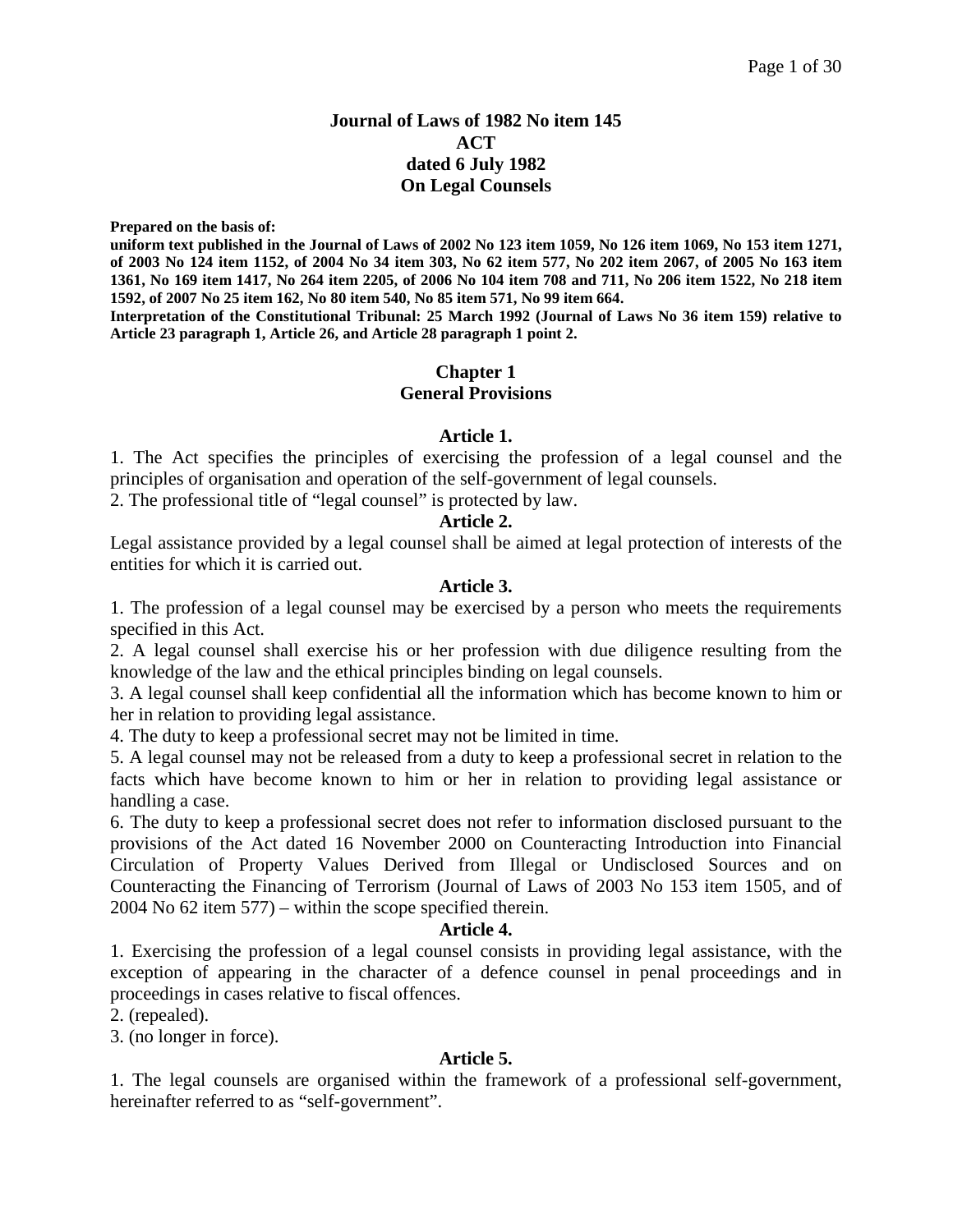# Journal of Laws of 1982 No item 145
# ACT
# dated 6 July 1982
# On Legal Counsels

**Prepared on the basis of:**

**uniform text published in the Journal of Laws of 2002 No 123 item 1059, No 126 item 1069, No 153 item 1271, of 2003 No 124 item 1152, of 2004 No 34 item 303, No 62 item 577, No 202 item 2067, of 2005 No 163 item 1361, No 169 item 1417, No 264 item 2205, of 2006 No 104 item 708 and 711, No 206 item 1522, No 218 item 1592, of 2007 No 25 item 162, No 80 item 540, No 85 item 571, No 99 item 664.**

**Interpretation of the Constitutional Tribunal: 25 March 1992 (Journal of Laws No 36 item 159) relative to Article 23 paragraph 1, Article 26, and Article 28 paragraph 1 point 2.**

## Chapter 1
## General Provisions

### Article 1.

1. The Act specifies the principles of exercising the profession of a legal counsel and the principles of organisation and operation of the self-government of legal counsels.
2. The professional title of "legal counsel" is protected by law.

### Article 2.

Legal assistance provided by a legal counsel shall be aimed at legal protection of interests of the entities for which it is carried out.

### Article 3.

1. The profession of a legal counsel may be exercised by a person who meets the requirements specified in this Act.
2. A legal counsel shall exercise his or her profession with due diligence resulting from the knowledge of the law and the ethical principles binding on legal counsels.
3. A legal counsel shall keep confidential all the information which has become known to him or her in relation to providing legal assistance.
4. The duty to keep a professional secret may not be limited in time.
5. A legal counsel may not be released from a duty to keep a professional secret in relation to the facts which have become known to him or her in relation to providing legal assistance or handling a case.
6. The duty to keep a professional secret does not refer to information disclosed pursuant to the provisions of the Act dated 16 November 2000 on Counteracting Introduction into Financial Circulation of Property Values Derived from Illegal or Undisclosed Sources and on Counteracting the Financing of Terrorism (Journal of Laws of 2003 No 153 item 1505, and of 2004 No 62 item 577) – within the scope specified therein.

### Article 4.

1. Exercising the profession of a legal counsel consists in providing legal assistance, with the exception of appearing in the character of a defence counsel in penal proceedings and in proceedings in cases relative to fiscal offences.
2. (repealed).
3. (no longer in force).

### Article 5.

1. The legal counsels are organised within the framework of a professional self-government, hereinafter referred to as "self-government".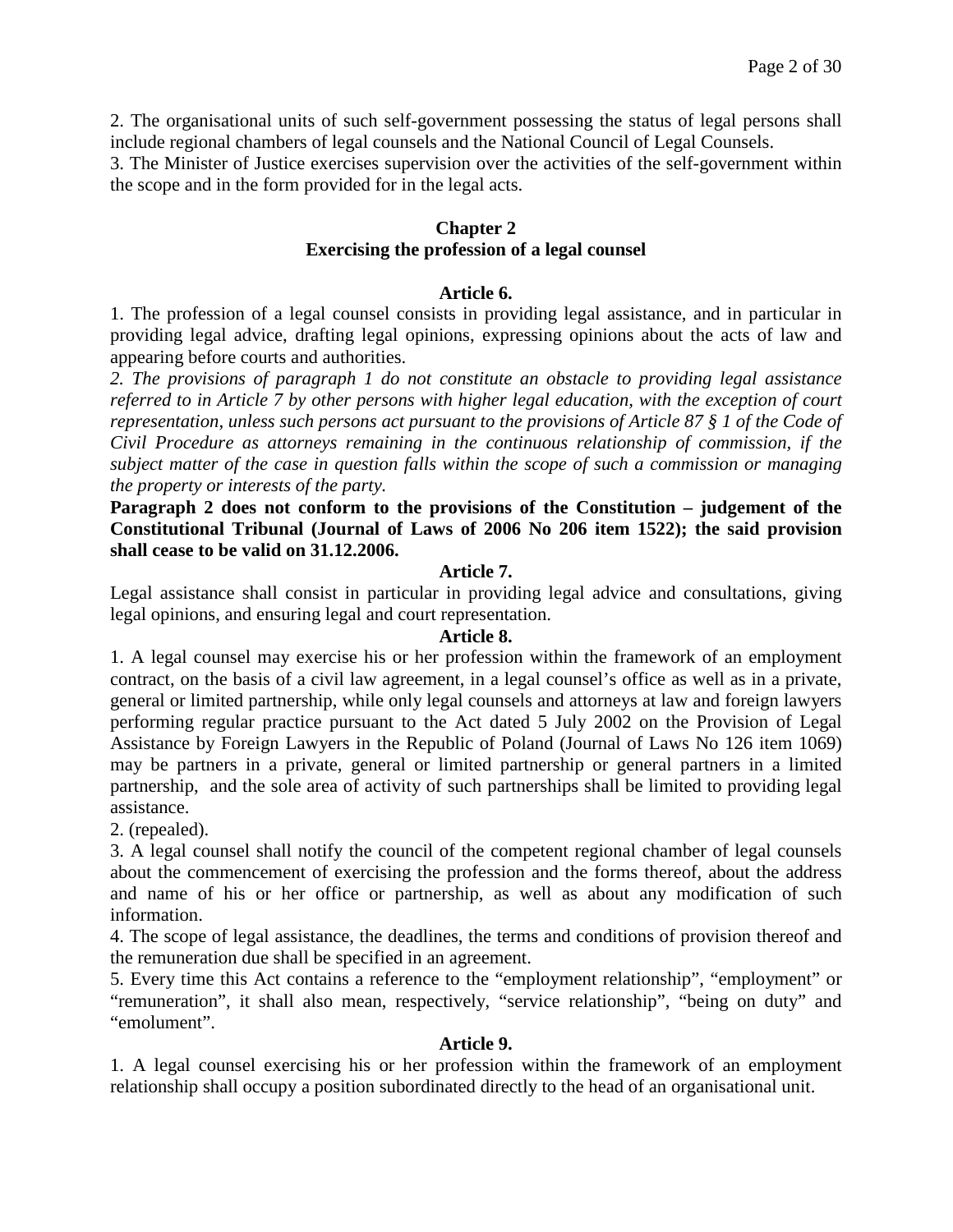2. The organisational units of such self-government possessing the status of legal persons shall include regional chambers of legal counsels and the National Council of Legal Counsels.

3. The Minister of Justice exercises supervision over the activities of the self-government within the scope and in the form provided for in the legal acts.

## Chapter 2
## Exercising the profession of a legal counsel

### Article 6.

1. The profession of a legal counsel consists in providing legal assistance, and in particular in providing legal advice, drafting legal opinions, expressing opinions about the acts of law and appearing before courts and authorities.

*2. The provisions of paragraph 1 do not constitute an obstacle to providing legal assistance referred to in Article 7 by other persons with higher legal education, with the exception of court representation, unless such persons act pursuant to the provisions of Article 87 § 1 of the Code of Civil Procedure as attorneys remaining in the continuous relationship of commission, if the subject matter of the case in question falls within the scope of such a commission or managing the property or interests of the party.*

**Paragraph 2 does not conform to the provisions of the Constitution – judgement of the Constitutional Tribunal (Journal of Laws of 2006 No 206 item 1522); the said provision shall cease to be valid on 31.12.2006.**

### Article 7.

Legal assistance shall consist in particular in providing legal advice and consultations, giving legal opinions, and ensuring legal and court representation.

### Article 8.

1. A legal counsel may exercise his or her profession within the framework of an employment contract, on the basis of a civil law agreement, in a legal counsel's office as well as in a private, general or limited partnership, while only legal counsels and attorneys at law and foreign lawyers performing regular practice pursuant to the Act dated 5 July 2002 on the Provision of Legal Assistance by Foreign Lawyers in the Republic of Poland (Journal of Laws No 126 item 1069) may be partners in a private, general or limited partnership or general partners in a limited partnership, and the sole area of activity of such partnerships shall be limited to providing legal assistance.

2. (repealed).

3. A legal counsel shall notify the council of the competent regional chamber of legal counsels about the commencement of exercising the profession and the forms thereof, about the address and name of his or her office or partnership, as well as about any modification of such information.

4. The scope of legal assistance, the deadlines, the terms and conditions of provision thereof and the remuneration due shall be specified in an agreement.

5. Every time this Act contains a reference to the "employment relationship", "employment" or "remuneration", it shall also mean, respectively, "service relationship", "being on duty" and "emolument".

### Article 9.

1. A legal counsel exercising his or her profession within the framework of an employment relationship shall occupy a position subordinated directly to the head of an organisational unit.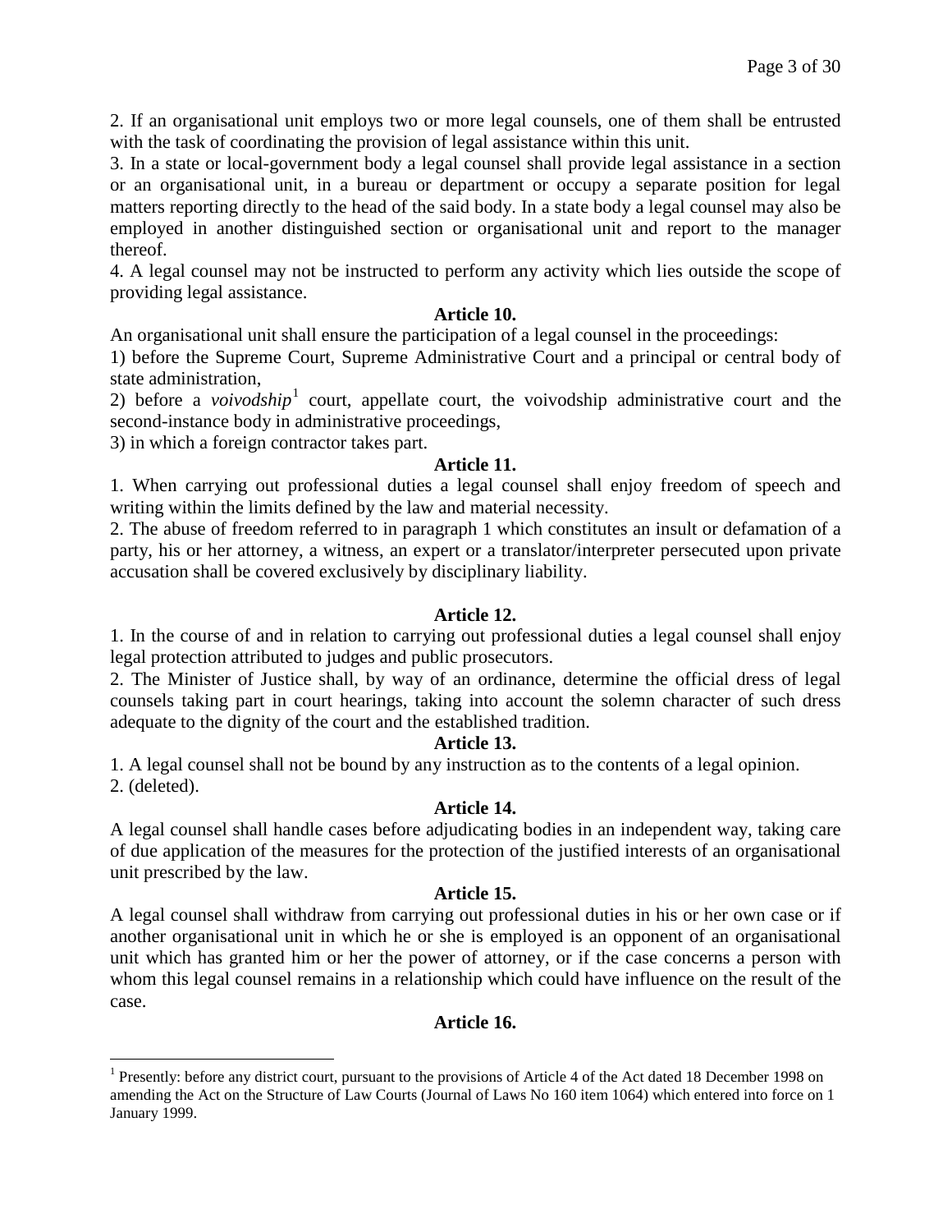2. If an organisational unit employs two or more legal counsels, one of them shall be entrusted with the task of coordinating the provision of legal assistance within this unit.

3. In a state or local-government body a legal counsel shall provide legal assistance in a section or an organisational unit, in a bureau or department or occupy a separate position for legal matters reporting directly to the head of the said body. In a state body a legal counsel may also be employed in another distinguished section or organisational unit and report to the manager thereof.

4. A legal counsel may not be instructed to perform any activity which lies outside the scope of providing legal assistance.

**Article 10.**

An organisational unit shall ensure the participation of a legal counsel in the proceedings:

1) before the Supreme Court, Supreme Administrative Court and a principal or central body of state administration,

2) before a *voivodship*[1] court, appellate court, the voivodship administrative court and the second-instance body in administrative proceedings,

3) in which a foreign contractor takes part.

**Article 11.**

1. When carrying out professional duties a legal counsel shall enjoy freedom of speech and writing within the limits defined by the law and material necessity.

2. The abuse of freedom referred to in paragraph 1 which constitutes an insult or defamation of a party, his or her attorney, a witness, an expert or a translator/interpreter persecuted upon private accusation shall be covered exclusively by disciplinary liability.

**Article 12.**

1. In the course of and in relation to carrying out professional duties a legal counsel shall enjoy legal protection attributed to judges and public prosecutors.

2. The Minister of Justice shall, by way of an ordinance, determine the official dress of legal counsels taking part in court hearings, taking into account the solemn character of such dress adequate to the dignity of the court and the established tradition.

**Article 13.**

1. A legal counsel shall not be bound by any instruction as to the contents of a legal opinion.

2. (deleted).

**Article 14.**

A legal counsel shall handle cases before adjudicating bodies in an independent way, taking care of due application of the measures for the protection of the justified interests of an organisational unit prescribed by the law.

**Article 15.**

A legal counsel shall withdraw from carrying out professional duties in his or her own case or if another organisational unit in which he or she is employed is an opponent of an organisational unit which has granted him or her the power of attorney, or if the case concerns a person with whom this legal counsel remains in a relationship which could have influence on the result of the case.

**Article 16.**

---

[1] Presently: before any district court, pursuant to the provisions of Article 4 of the Act dated 18 December 1998 on amending the Act on the Structure of Law Courts (Journal of Laws No 160 item 1064) which entered into force on 1 January 1999.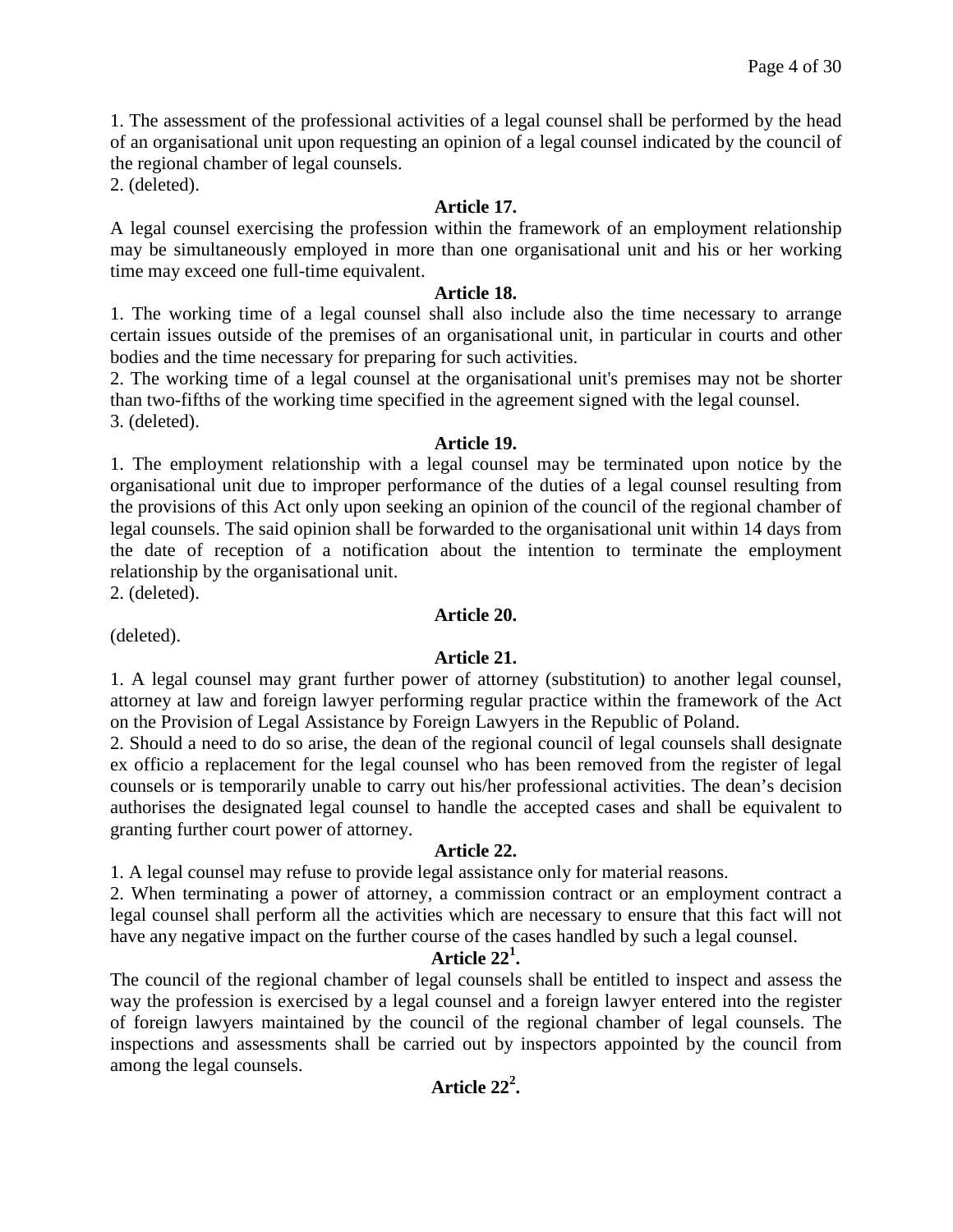1. The assessment of the professional activities of a legal counsel shall be performed by the head of an organisational unit upon requesting an opinion of a legal counsel indicated by the council of the regional chamber of legal counsels.
2. (deleted).

**Article 17.**

A legal counsel exercising the profession within the framework of an employment relationship may be simultaneously employed in more than one organisational unit and his or her working time may exceed one full-time equivalent.

**Article 18.**

1. The working time of a legal counsel shall also include also the time necessary to arrange certain issues outside of the premises of an organisational unit, in particular in courts and other bodies and the time necessary for preparing for such activities.
2. The working time of a legal counsel at the organisational unit's premises may not be shorter than two-fifths of the working time specified in the agreement signed with the legal counsel.
3. (deleted).

**Article 19.**

1. The employment relationship with a legal counsel may be terminated upon notice by the organisational unit due to improper performance of the duties of a legal counsel resulting from the provisions of this Act only upon seeking an opinion of the council of the regional chamber of legal counsels. The said opinion shall be forwarded to the organisational unit within 14 days from the date of reception of a notification about the intention to terminate the employment relationship by the organisational unit.
2. (deleted).

**Article 20.**

(deleted).

**Article 21.**

1. A legal counsel may grant further power of attorney (substitution) to another legal counsel, attorney at law and foreign lawyer performing regular practice within the framework of the Act on the Provision of Legal Assistance by Foreign Lawyers in the Republic of Poland.
2. Should a need to do so arise, the dean of the regional council of legal counsels shall designate ex officio a replacement for the legal counsel who has been removed from the register of legal counsels or is temporarily unable to carry out his/her professional activities. The dean's decision authorises the designated legal counsel to handle the accepted cases and shall be equivalent to granting further court power of attorney.

**Article 22.**

1. A legal counsel may refuse to provide legal assistance only for material reasons.
2. When terminating a power of attorney, a commission contract or an employment contract a legal counsel shall perform all the activities which are necessary to ensure that this fact will not have any negative impact on the further course of the cases handled by such a legal counsel.

**Article 22[1].**

The council of the regional chamber of legal counsels shall be entitled to inspect and assess the way the profession is exercised by a legal counsel and a foreign lawyer entered into the register of foreign lawyers maintained by the council of the regional chamber of legal counsels. The inspections and assessments shall be carried out by inspectors appointed by the council from among the legal counsels.

**Article 22[2].**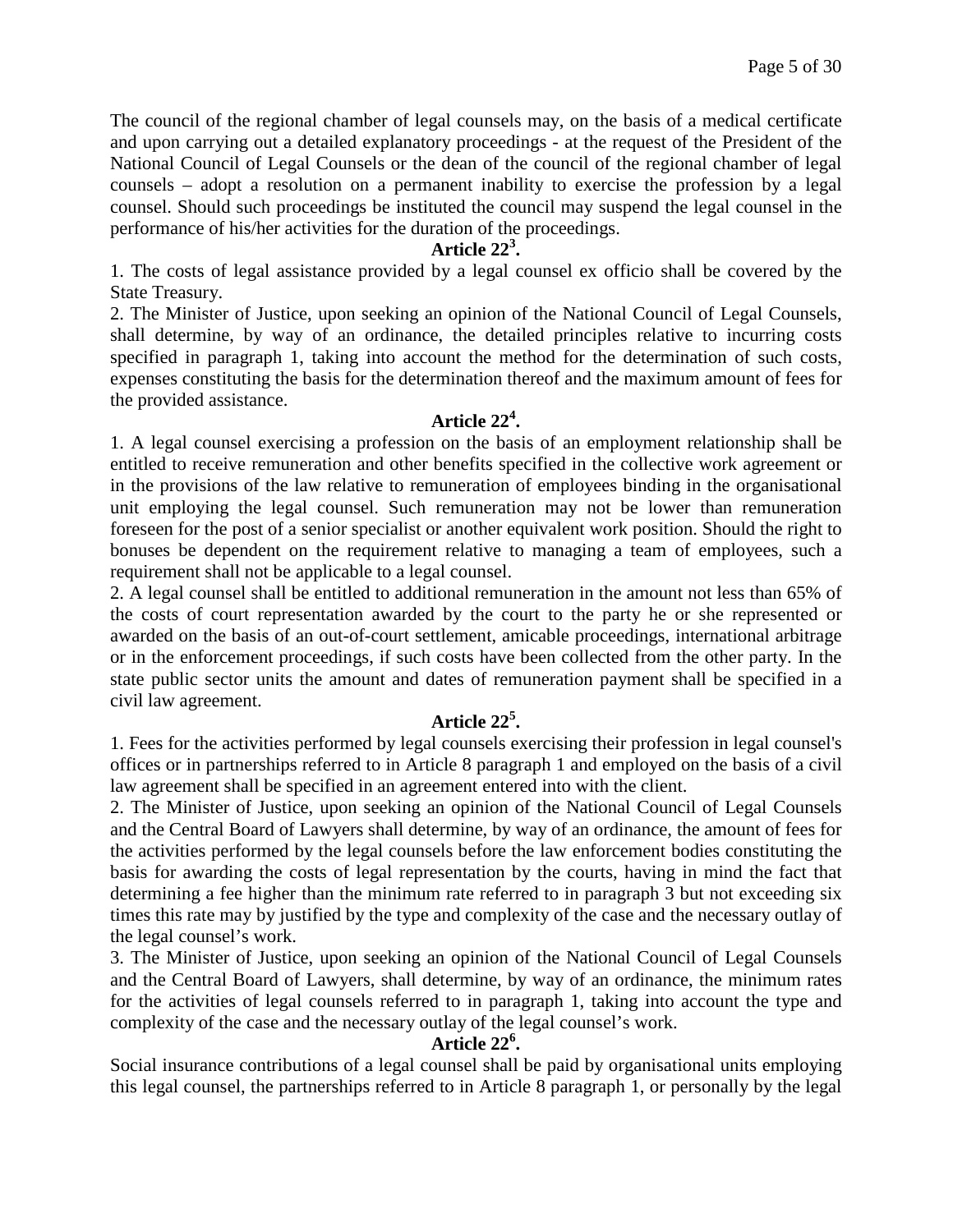The council of the regional chamber of legal counsels may, on the basis of a medical certificate and upon carrying out a detailed explanatory proceedings - at the request of the President of the National Council of Legal Counsels or the dean of the council of the regional chamber of legal counsels – adopt a resolution on a permanent inability to exercise the profession by a legal counsel. Should such proceedings be instituted the council may suspend the legal counsel in the performance of his/her activities for the duration of the proceedings.

**Article $22^3$.**

1. The costs of legal assistance provided by a legal counsel ex officio shall be covered by the State Treasury.
2. The Minister of Justice, upon seeking an opinion of the National Council of Legal Counsels, shall determine, by way of an ordinance, the detailed principles relative to incurring costs specified in paragraph 1, taking into account the method for the determination of such costs, expenses constituting the basis for the determination thereof and the maximum amount of fees for the provided assistance.

**Article $22^4$.**

1. A legal counsel exercising a profession on the basis of an employment relationship shall be entitled to receive remuneration and other benefits specified in the collective work agreement or in the provisions of the law relative to remuneration of employees binding in the organisational unit employing the legal counsel. Such remuneration may not be lower than remuneration foreseen for the post of a senior specialist or another equivalent work position. Should the right to bonuses be dependent on the requirement relative to managing a team of employees, such a requirement shall not be applicable to a legal counsel.
2. A legal counsel shall be entitled to additional remuneration in the amount not less than 65% of the costs of court representation awarded by the court to the party he or she represented or awarded on the basis of an out-of-court settlement, amicable proceedings, international arbitrage or in the enforcement proceedings, if such costs have been collected from the other party. In the state public sector units the amount and dates of remuneration payment shall be specified in a civil law agreement.

**Article $22^5$.**

1. Fees for the activities performed by legal counsels exercising their profession in legal counsel's offices or in partnerships referred to in Article 8 paragraph 1 and employed on the basis of a civil law agreement shall be specified in an agreement entered into with the client.
2. The Minister of Justice, upon seeking an opinion of the National Council of Legal Counsels and the Central Board of Lawyers shall determine, by way of an ordinance, the amount of fees for the activities performed by the legal counsels before the law enforcement bodies constituting the basis for awarding the costs of legal representation by the courts, having in mind the fact that determining a fee higher than the minimum rate referred to in paragraph 3 but not exceeding six times this rate may by justified by the type and complexity of the case and the necessary outlay of the legal counsel's work.
3. The Minister of Justice, upon seeking an opinion of the National Council of Legal Counsels and the Central Board of Lawyers, shall determine, by way of an ordinance, the minimum rates for the activities of legal counsels referred to in paragraph 1, taking into account the type and complexity of the case and the necessary outlay of the legal counsel's work.

**Article $22^6$.**

Social insurance contributions of a legal counsel shall be paid by organisational units employing this legal counsel, the partnerships referred to in Article 8 paragraph 1, or personally by the legal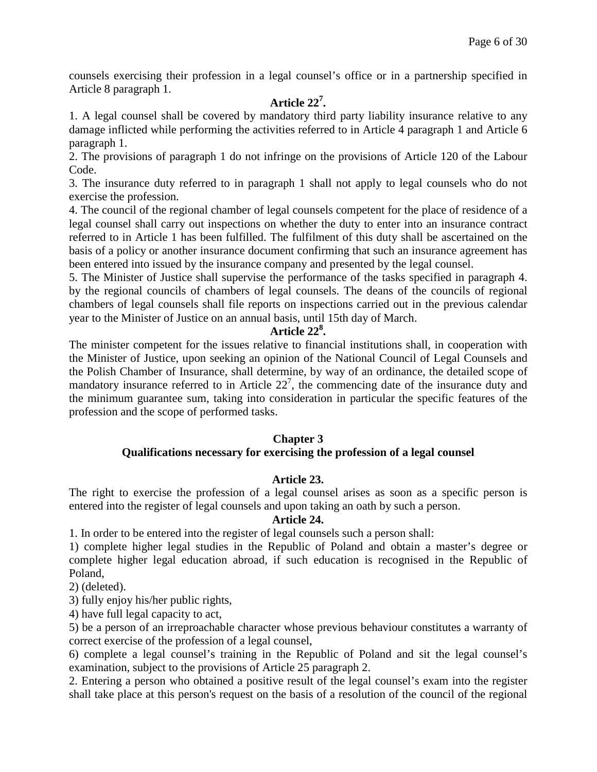counsels exercising their profession in a legal counsel's office or in a partnership specified in Article 8 paragraph 1.

**Article 22[7].**

1. A legal counsel shall be covered by mandatory third party liability insurance relative to any damage inflicted while performing the activities referred to in Article 4 paragraph 1 and Article 6 paragraph 1.

2. The provisions of paragraph 1 do not infringe on the provisions of Article 120 of the Labour Code.

3. The insurance duty referred to in paragraph 1 shall not apply to legal counsels who do not exercise the profession.

4. The council of the regional chamber of legal counsels competent for the place of residence of a legal counsel shall carry out inspections on whether the duty to enter into an insurance contract referred to in Article 1 has been fulfilled. The fulfilment of this duty shall be ascertained on the basis of a policy or another insurance document confirming that such an insurance agreement has been entered into issued by the insurance company and presented by the legal counsel.

5. The Minister of Justice shall supervise the performance of the tasks specified in paragraph 4. by the regional councils of chambers of legal counsels. The deans of the councils of regional chambers of legal counsels shall file reports on inspections carried out in the previous calendar year to the Minister of Justice on an annual basis, until 15th day of March.

**Article 22[8].**

The minister competent for the issues relative to financial institutions shall, in cooperation with the Minister of Justice, upon seeking an opinion of the National Council of Legal Counsels and the Polish Chamber of Insurance, shall determine, by way of an ordinance, the detailed scope of mandatory insurance referred to in Article 22[7], the commencing date of the insurance duty and the minimum guarantee sum, taking into consideration in particular the specific features of the profession and the scope of performed tasks.

## Chapter 3
## Qualifications necessary for exercising the profession of a legal counsel

**Article 23.**

The right to exercise the profession of a legal counsel arises as soon as a specific person is entered into the register of legal counsels and upon taking an oath by such a person.

**Article 24.**

1. In order to be entered into the register of legal counsels such a person shall:

1) complete higher legal studies in the Republic of Poland and obtain a master's degree or complete higher legal education abroad, if such education is recognised in the Republic of Poland,

2) (deleted).

3) fully enjoy his/her public rights,

4) have full legal capacity to act,

5) be a person of an irreproachable character whose previous behaviour constitutes a warranty of correct exercise of the profession of a legal counsel,

6) complete a legal counsel's training in the Republic of Poland and sit the legal counsel's examination, subject to the provisions of Article 25 paragraph 2.

2. Entering a person who obtained a positive result of the legal counsel's exam into the register shall take place at this person's request on the basis of a resolution of the council of the regional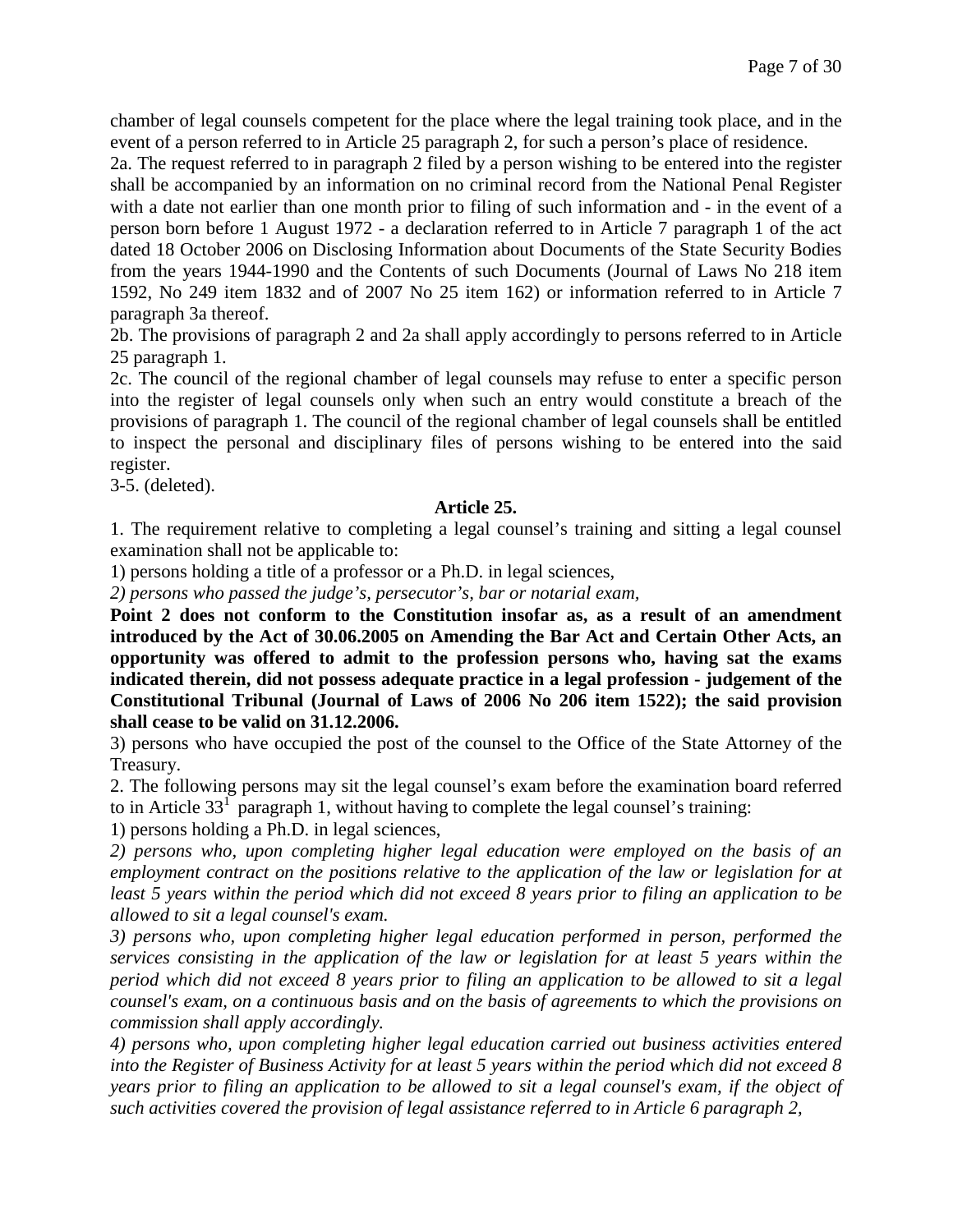chamber of legal counsels competent for the place where the legal training took place, and in the event of a person referred to in Article 25 paragraph 2, for such a person's place of residence.

2a. The request referred to in paragraph 2 filed by a person wishing to be entered into the register shall be accompanied by an information on no criminal record from the National Penal Register with a date not earlier than one month prior to filing of such information and - in the event of a person born before 1 August 1972 - a declaration referred to in Article 7 paragraph 1 of the act dated 18 October 2006 on Disclosing Information about Documents of the State Security Bodies from the years 1944-1990 and the Contents of such Documents (Journal of Laws No 218 item 1592, No 249 item 1832 and of 2007 No 25 item 162) or information referred to in Article 7 paragraph 3a thereof.

2b. The provisions of paragraph 2 and 2a shall apply accordingly to persons referred to in Article 25 paragraph 1.

2c. The council of the regional chamber of legal counsels may refuse to enter a specific person into the register of legal counsels only when such an entry would constitute a breach of the provisions of paragraph 1. The council of the regional chamber of legal counsels shall be entitled to inspect the personal and disciplinary files of persons wishing to be entered into the said register.

3-5. (deleted).

**Article 25.**

1. The requirement relative to completing a legal counsel's training and sitting a legal counsel examination shall not be applicable to:

1) persons holding a title of a professor or a Ph.D. in legal sciences,

*2) persons who passed the judge's, persecutor's, bar or notarial exam,*

**Point 2 does not conform to the Constitution insofar as, as a result of an amendment introduced by the Act of 30.06.2005 on Amending the Bar Act and Certain Other Acts, an opportunity was offered to admit to the profession persons who, having sat the exams indicated therein, did not possess adequate practice in a legal profession - judgement of the Constitutional Tribunal (Journal of Laws of 2006 No 206 item 1522); the said provision shall cease to be valid on 31.12.2006.**

3) persons who have occupied the post of the counsel to the Office of the State Attorney of the Treasury.

2. The following persons may sit the legal counsel's exam before the examination board referred to in Article 33[1] paragraph 1, without having to complete the legal counsel's training:

1) persons holding a Ph.D. in legal sciences,

*2) persons who, upon completing higher legal education were employed on the basis of an employment contract on the positions relative to the application of the law or legislation for at least 5 years within the period which did not exceed 8 years prior to filing an application to be allowed to sit a legal counsel's exam.*

*3) persons who, upon completing higher legal education performed in person, performed the services consisting in the application of the law or legislation for at least 5 years within the period which did not exceed 8 years prior to filing an application to be allowed to sit a legal counsel's exam, on a continuous basis and on the basis of agreements to which the provisions on commission shall apply accordingly.*

*4) persons who, upon completing higher legal education carried out business activities entered into the Register of Business Activity for at least 5 years within the period which did not exceed 8 years prior to filing an application to be allowed to sit a legal counsel's exam, if the object of such activities covered the provision of legal assistance referred to in Article 6 paragraph 2,*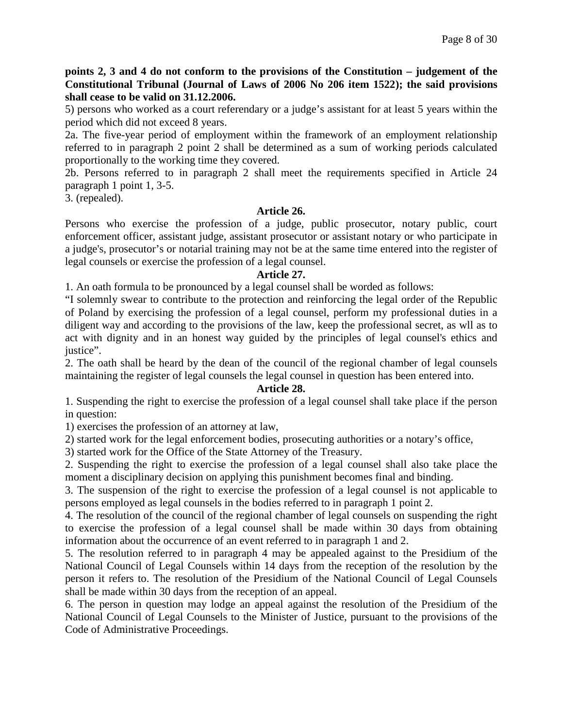**points 2, 3 and 4 do not conform to the provisions of the Constitution – judgement of the Constitutional Tribunal (Journal of Laws of 2006 No 206 item 1522); the said provisions shall cease to be valid on 31.12.2006.**

5) persons who worked as a court referendary or a judge's assistant for at least 5 years within the period which did not exceed 8 years.

2a. The five-year period of employment within the framework of an employment relationship referred to in paragraph 2 point 2 shall be determined as a sum of working periods calculated proportionally to the working time they covered.

2b. Persons referred to in paragraph 2 shall meet the requirements specified in Article 24 paragraph 1 point 1, 3-5.

3. (repealed).

**Article 26.**

Persons who exercise the profession of a judge, public prosecutor, notary public, court enforcement officer, assistant judge, assistant prosecutor or assistant notary or who participate in a judge's, prosecutor's or notarial training may not be at the same time entered into the register of legal counsels or exercise the profession of a legal counsel.

**Article 27.**

1. An oath formula to be pronounced by a legal counsel shall be worded as follows:

"I solemnly swear to contribute to the protection and reinforcing the legal order of the Republic of Poland by exercising the profession of a legal counsel, perform my professional duties in a diligent way and according to the provisions of the law, keep the professional secret, as wll as to act with dignity and in an honest way guided by the principles of legal counsel's ethics and justice".

2. The oath shall be heard by the dean of the council of the regional chamber of legal counsels maintaining the register of legal counsels the legal counsel in question has been entered into.

**Article 28.**

1. Suspending the right to exercise the profession of a legal counsel shall take place if the person in question:

1) exercises the profession of an attorney at law,

2) started work for the legal enforcement bodies, prosecuting authorities or a notary's office,

3) started work for the Office of the State Attorney of the Treasury.

2. Suspending the right to exercise the profession of a legal counsel shall also take place the moment a disciplinary decision on applying this punishment becomes final and binding.

3. The suspension of the right to exercise the profession of a legal counsel is not applicable to persons employed as legal counsels in the bodies referred to in paragraph 1 point 2.

4. The resolution of the council of the regional chamber of legal counsels on suspending the right to exercise the profession of a legal counsel shall be made within 30 days from obtaining information about the occurrence of an event referred to in paragraph 1 and 2.

5. The resolution referred to in paragraph 4 may be appealed against to the Presidium of the National Council of Legal Counsels within 14 days from the reception of the resolution by the person it refers to. The resolution of the Presidium of the National Council of Legal Counsels shall be made within 30 days from the reception of an appeal.

6. The person in question may lodge an appeal against the resolution of the Presidium of the National Council of Legal Counsels to the Minister of Justice, pursuant to the provisions of the Code of Administrative Proceedings.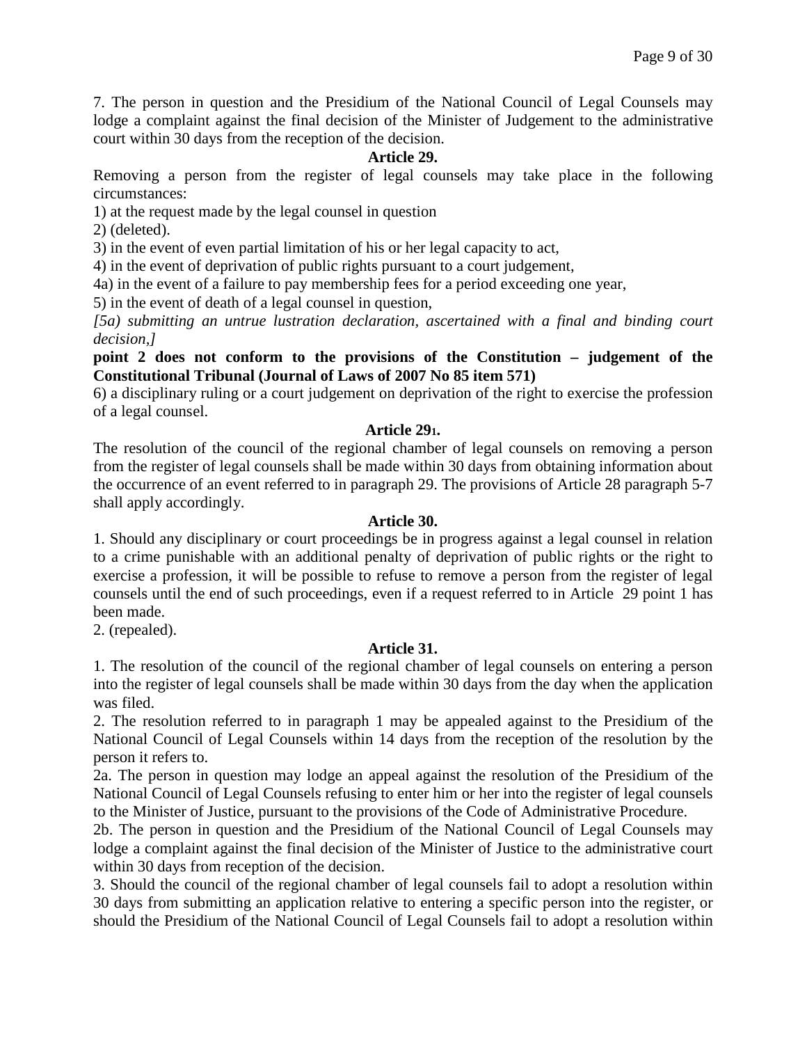7. The person in question and the Presidium of the National Council of Legal Counsels may lodge a complaint against the final decision of the Minister of Judgement to the administrative court within 30 days from the reception of the decision.

**Article 29.**

Removing a person from the register of legal counsels may take place in the following circumstances:

1) at the request made by the legal counsel in question

2) (deleted).

3) in the event of even partial limitation of his or her legal capacity to act,

4) in the event of deprivation of public rights pursuant to a court judgement,

4a) in the event of a failure to pay membership fees for a period exceeding one year,

5) in the event of death of a legal counsel in question,

*[5a) submitting an untrue lustration declaration, ascertained with a final and binding court decision,]*

**point 2 does not conform to the provisions of the Constitution – judgement of the Constitutional Tribunal (Journal of Laws of 2007 No 85 item 571)**

6) a disciplinary ruling or a court judgement on deprivation of the right to exercise the profession of a legal counsel.

**Article 29[1].**

The resolution of the council of the regional chamber of legal counsels on removing a person from the register of legal counsels shall be made within 30 days from obtaining information about the occurrence of an event referred to in paragraph 29. The provisions of Article 28 paragraph 5-7 shall apply accordingly.

**Article 30.**

1. Should any disciplinary or court proceedings be in progress against a legal counsel in relation to a crime punishable with an additional penalty of deprivation of public rights or the right to exercise a profession, it will be possible to refuse to remove a person from the register of legal counsels until the end of such proceedings, even if a request referred to in Article 29 point 1 has been made.

2. (repealed).

**Article 31.**

1. The resolution of the council of the regional chamber of legal counsels on entering a person into the register of legal counsels shall be made within 30 days from the day when the application was filed.

2. The resolution referred to in paragraph 1 may be appealed against to the Presidium of the National Council of Legal Counsels within 14 days from the reception of the resolution by the person it refers to.

2a. The person in question may lodge an appeal against the resolution of the Presidium of the National Council of Legal Counsels refusing to enter him or her into the register of legal counsels to the Minister of Justice, pursuant to the provisions of the Code of Administrative Procedure.

2b. The person in question and the Presidium of the National Council of Legal Counsels may lodge a complaint against the final decision of the Minister of Justice to the administrative court within 30 days from reception of the decision.

3. Should the council of the regional chamber of legal counsels fail to adopt a resolution within 30 days from submitting an application relative to entering a specific person into the register, or should the Presidium of the National Council of Legal Counsels fail to adopt a resolution within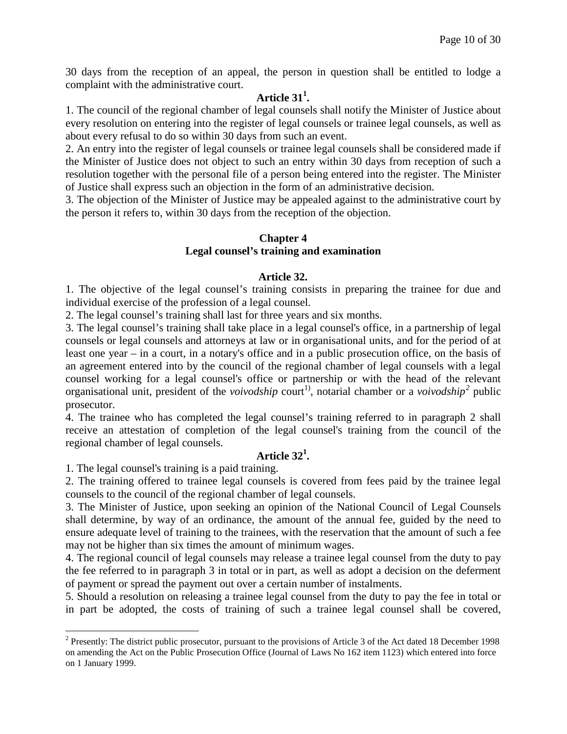30 days from the reception of an appeal, the person in question shall be entitled to lodge a complaint with the administrative court.

### Article 31[1].

1. The council of the regional chamber of legal counsels shall notify the Minister of Justice about every resolution on entering into the register of legal counsels or trainee legal counsels, as well as about every refusal to do so within 30 days from such an event.
2. An entry into the register of legal counsels or trainee legal counsels shall be considered made if the Minister of Justice does not object to such an entry within 30 days from reception of such a resolution together with the personal file of a person being entered into the register. The Minister of Justice shall express such an objection in the form of an administrative decision.
3. The objection of the Minister of Justice may be appealed against to the administrative court by the person it refers to, within 30 days from the reception of the objection.

## Chapter 4
## Legal counsel's training and examination

### Article 32.

1. The objective of the legal counsel's training consists in preparing the trainee for due and individual exercise of the profession of a legal counsel.
2. The legal counsel's training shall last for three years and six months.
3. The legal counsel's training shall take place in a legal counsel's office, in a partnership of legal counsels or legal counsels and attorneys at law or in organisational units, and for the period of at least one year – in a court, in a notary's office and in a public prosecution office, on the basis of an agreement entered into by the council of the regional chamber of legal counsels with a legal counsel working for a legal counsel's office or partnership or with the head of the relevant organisational unit, president of the *voivodship* court[1)], notarial chamber or a *voivodship*[2] public prosecutor.
4. The trainee who has completed the legal counsel's training referred to in paragraph 2 shall receive an attestation of completion of the legal counsel's training from the council of the regional chamber of legal counsels.

### Article 32[1].

1. The legal counsel's training is a paid training.
2. The training offered to trainee legal counsels is covered from fees paid by the trainee legal counsels to the council of the regional chamber of legal counsels.
3. The Minister of Justice, upon seeking an opinion of the National Council of Legal Counsels shall determine, by way of an ordinance, the amount of the annual fee, guided by the need to ensure adequate level of training to the trainees, with the reservation that the amount of such a fee may not be higher than six times the amount of minimum wages.
4. The regional council of legal counsels may release a trainee legal counsel from the duty to pay the fee referred to in paragraph 3 in total or in part, as well as adopt a decision on the deferment of payment or spread the payment out over a certain number of instalments.
5. Should a resolution on releasing a trainee legal counsel from the duty to pay the fee in total or in part be adopted, the costs of training of such a trainee legal counsel shall be covered,

---

[2] Presently: The district public prosecutor, pursuant to the provisions of Article 3 of the Act dated 18 December 1998 on amending the Act on the Public Prosecution Office (Journal of Laws No 162 item 1123) which entered into force on 1 January 1999.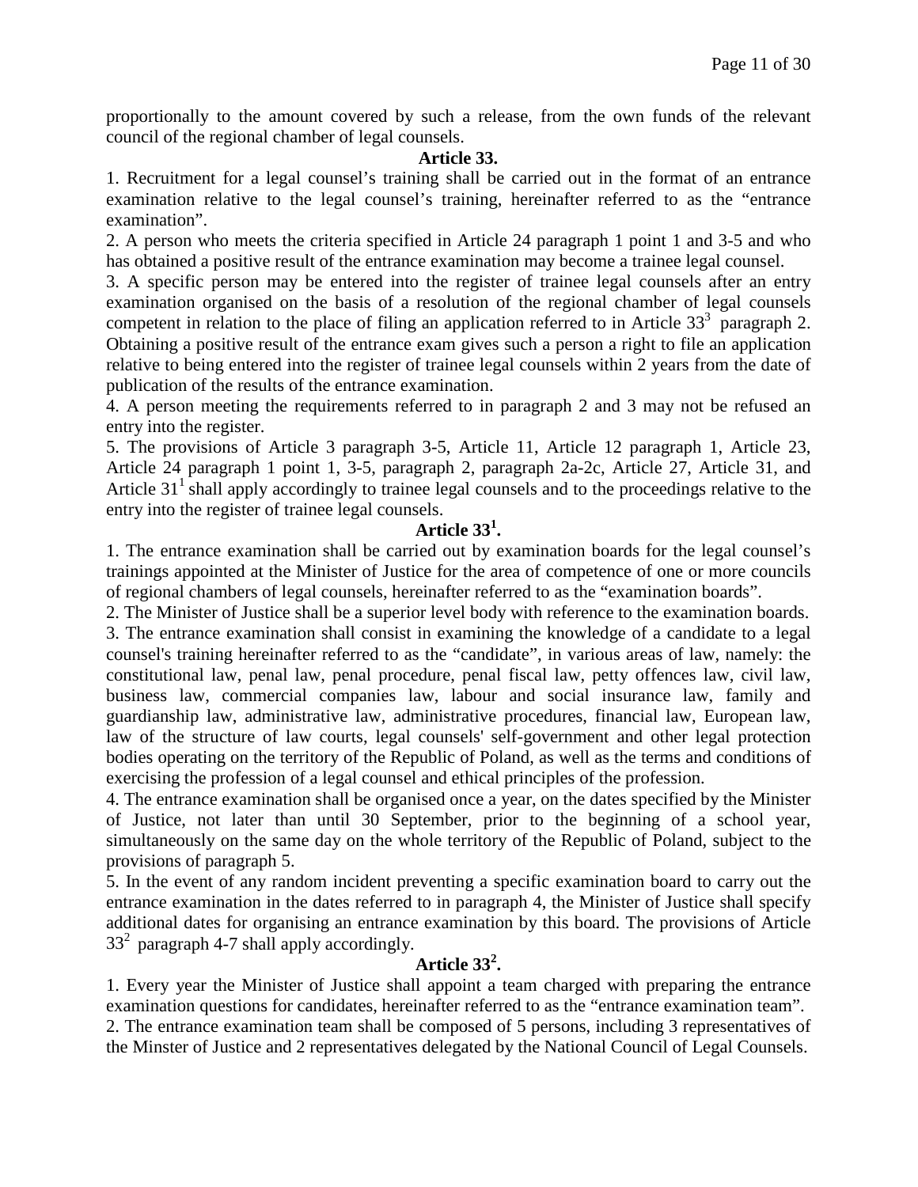proportionally to the amount covered by such a release, from the own funds of the relevant council of the regional chamber of legal counsels.

**Article 33.**

1. Recruitment for a legal counsel's training shall be carried out in the format of an entrance examination relative to the legal counsel's training, hereinafter referred to as the "entrance examination".
2. A person who meets the criteria specified in Article 24 paragraph 1 point 1 and 3-5 and who has obtained a positive result of the entrance examination may become a trainee legal counsel.
3. A specific person may be entered into the register of trainee legal counsels after an entry examination organised on the basis of a resolution of the regional chamber of legal counsels competent in relation to the place of filing an application referred to in Article 33[3] paragraph 2. Obtaining a positive result of the entrance exam gives such a person a right to file an application relative to being entered into the register of trainee legal counsels within 2 years from the date of publication of the results of the entrance examination.
4. A person meeting the requirements referred to in paragraph 2 and 3 may not be refused an entry into the register.
5. The provisions of Article 3 paragraph 3-5, Article 11, Article 12 paragraph 1, Article 23, Article 24 paragraph 1 point 1, 3-5, paragraph 2, paragraph 2a-2c, Article 27, Article 31, and Article 31[1] shall apply accordingly to trainee legal counsels and to the proceedings relative to the entry into the register of trainee legal counsels.

**Article 33[1].**

1. The entrance examination shall be carried out by examination boards for the legal counsel's trainings appointed at the Minister of Justice for the area of competence of one or more councils of regional chambers of legal counsels, hereinafter referred to as the "examination boards".
2. The Minister of Justice shall be a superior level body with reference to the examination boards.
3. The entrance examination shall consist in examining the knowledge of a candidate to a legal counsel's training hereinafter referred to as the "candidate", in various areas of law, namely: the constitutional law, penal law, penal procedure, penal fiscal law, petty offences law, civil law, business law, commercial companies law, labour and social insurance law, family and guardianship law, administrative law, administrative procedures, financial law, European law, law of the structure of law courts, legal counsels' self-government and other legal protection bodies operating on the territory of the Republic of Poland, as well as the terms and conditions of exercising the profession of a legal counsel and ethical principles of the profession.
4. The entrance examination shall be organised once a year, on the dates specified by the Minister of Justice, not later than until 30 September, prior to the beginning of a school year, simultaneously on the same day on the whole territory of the Republic of Poland, subject to the provisions of paragraph 5.
5. In the event of any random incident preventing a specific examination board to carry out the entrance examination in the dates referred to in paragraph 4, the Minister of Justice shall specify additional dates for organising an entrance examination by this board. The provisions of Article 33[2] paragraph 4-7 shall apply accordingly.

**Article 33[2].**

1. Every year the Minister of Justice shall appoint a team charged with preparing the entrance examination questions for candidates, hereinafter referred to as the "entrance examination team".
2. The entrance examination team shall be composed of 5 persons, including 3 representatives of the Minster of Justice and 2 representatives delegated by the National Council of Legal Counsels.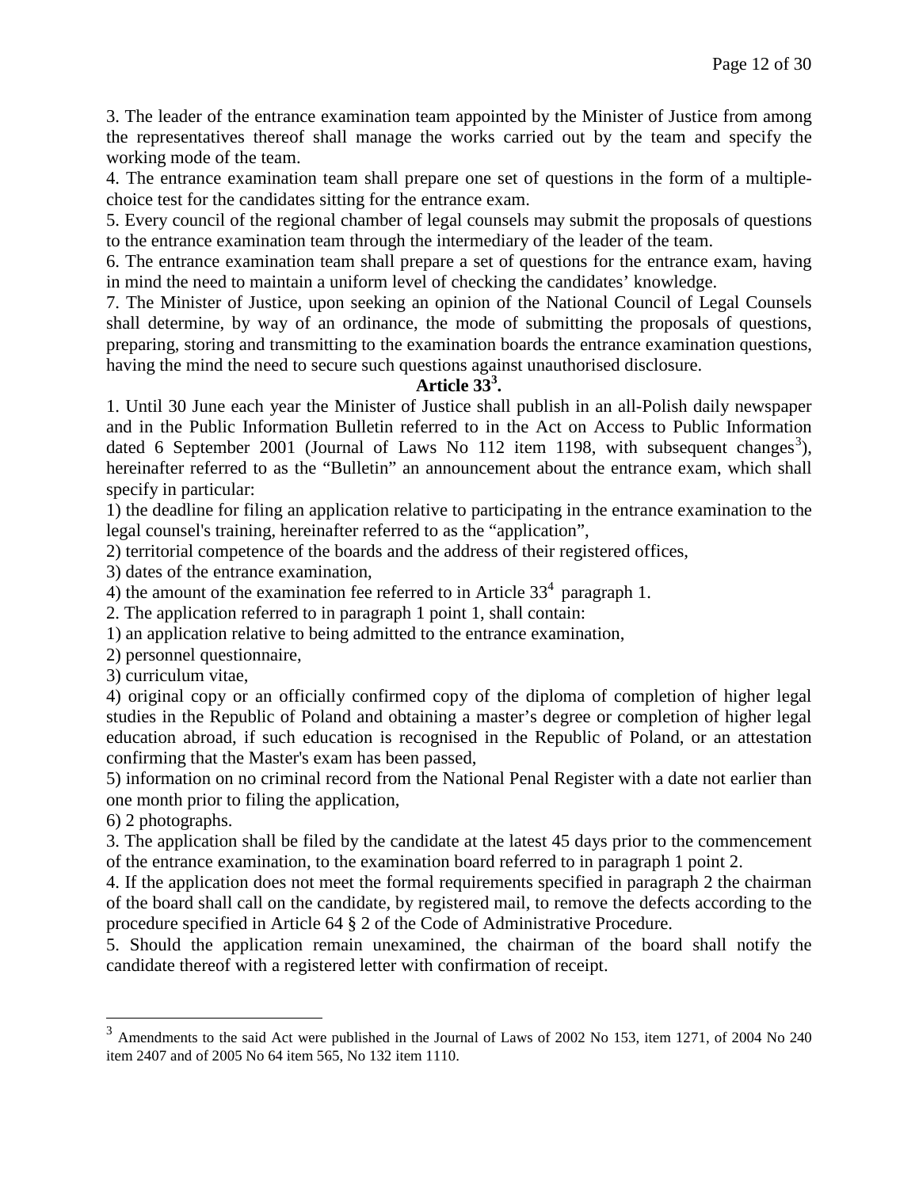3. The leader of the entrance examination team appointed by the Minister of Justice from among the representatives thereof shall manage the works carried out by the team and specify the working mode of the team.

4. The entrance examination team shall prepare one set of questions in the form of a multiple-choice test for the candidates sitting for the entrance exam.

5. Every council of the regional chamber of legal counsels may submit the proposals of questions to the entrance examination team through the intermediary of the leader of the team.

6. The entrance examination team shall prepare a set of questions for the entrance exam, having in mind the need to maintain a uniform level of checking the candidates' knowledge.

7. The Minister of Justice, upon seeking an opinion of the National Council of Legal Counsels shall determine, by way of an ordinance, the mode of submitting the proposals of questions, preparing, storing and transmitting to the examination boards the entrance examination questions, having the mind the need to secure such questions against unauthorised disclosure.

**Article 33[3].**

1. Until 30 June each year the Minister of Justice shall publish in an all-Polish daily newspaper and in the Public Information Bulletin referred to in the Act on Access to Public Information dated 6 September 2001 (Journal of Laws No 112 item 1198, with subsequent changes[3]), hereinafter referred to as the "Bulletin" an announcement about the entrance exam, which shall specify in particular:

1) the deadline for filing an application relative to participating in the entrance examination to the legal counsel's training, hereinafter referred to as the "application",

2) territorial competence of the boards and the address of their registered offices,

3) dates of the entrance examination,

4) the amount of the examination fee referred to in Article 33[4] paragraph 1.

2. The application referred to in paragraph 1 point 1, shall contain:

1) an application relative to being admitted to the entrance examination,

2) personnel questionnaire,

3) curriculum vitae,

4) original copy or an officially confirmed copy of the diploma of completion of higher legal studies in the Republic of Poland and obtaining a master's degree or completion of higher legal education abroad, if such education is recognised in the Republic of Poland, or an attestation confirming that the Master's exam has been passed,

5) information on no criminal record from the National Penal Register with a date not earlier than one month prior to filing the application,

6) 2 photographs.

3. The application shall be filed by the candidate at the latest 45 days prior to the commencement of the entrance examination, to the examination board referred to in paragraph 1 point 2.

4. If the application does not meet the formal requirements specified in paragraph 2 the chairman of the board shall call on the candidate, by registered mail, to remove the defects according to the procedure specified in Article 64 § 2 of the Code of Administrative Procedure.

5. Should the application remain unexamined, the chairman of the board shall notify the candidate thereof with a registered letter with confirmation of receipt.

---

[3] Amendments to the said Act were published in the Journal of Laws of 2002 No 153, item 1271, of 2004 No 240 item 2407 and of 2005 No 64 item 565, No 132 item 1110.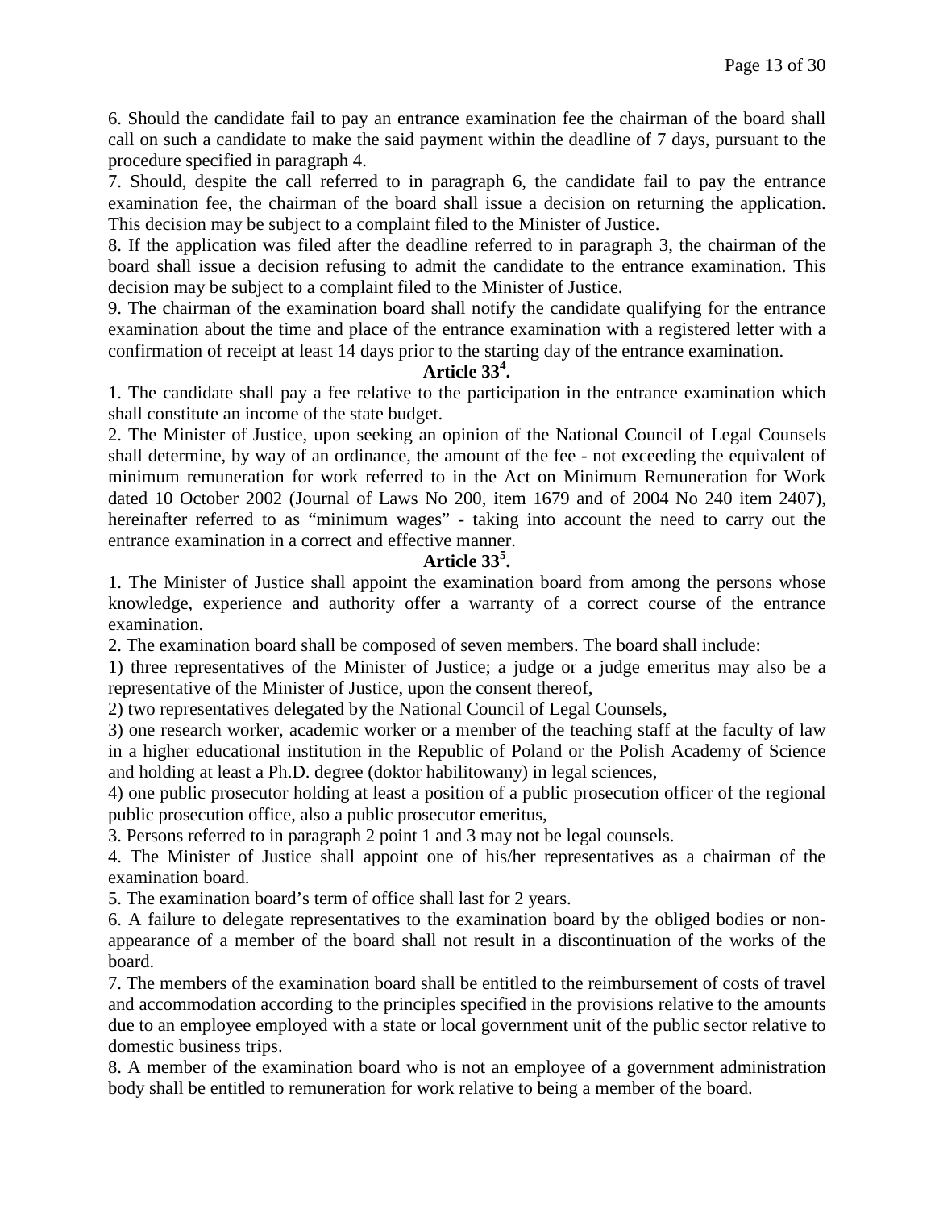6. Should the candidate fail to pay an entrance examination fee the chairman of the board shall call on such a candidate to make the said payment within the deadline of 7 days, pursuant to the procedure specified in paragraph 4.

7. Should, despite the call referred to in paragraph 6, the candidate fail to pay the entrance examination fee, the chairman of the board shall issue a decision on returning the application. This decision may be subject to a complaint filed to the Minister of Justice.

8. If the application was filed after the deadline referred to in paragraph 3, the chairman of the board shall issue a decision refusing to admit the candidate to the entrance examination. This decision may be subject to a complaint filed to the Minister of Justice.

9. The chairman of the examination board shall notify the candidate qualifying for the entrance examination about the time and place of the entrance examination with a registered letter with a confirmation of receipt at least 14 days prior to the starting day of the entrance examination.

**Article 33[4].**

1. The candidate shall pay a fee relative to the participation in the entrance examination which shall constitute an income of the state budget.

2. The Minister of Justice, upon seeking an opinion of the National Council of Legal Counsels shall determine, by way of an ordinance, the amount of the fee - not exceeding the equivalent of minimum remuneration for work referred to in the Act on Minimum Remuneration for Work dated 10 October 2002 (Journal of Laws No 200, item 1679 and of 2004 No 240 item 2407), hereinafter referred to as "minimum wages" - taking into account the need to carry out the entrance examination in a correct and effective manner.

**Article 33[5].**

1. The Minister of Justice shall appoint the examination board from among the persons whose knowledge, experience and authority offer a warranty of a correct course of the entrance examination.

2. The examination board shall be composed of seven members. The board shall include:

1) three representatives of the Minister of Justice; a judge or a judge emeritus may also be a representative of the Minister of Justice, upon the consent thereof,

2) two representatives delegated by the National Council of Legal Counsels,

3) one research worker, academic worker or a member of the teaching staff at the faculty of law in a higher educational institution in the Republic of Poland or the Polish Academy of Science and holding at least a Ph.D. degree (doktor habilitowany) in legal sciences,

4) one public prosecutor holding at least a position of a public prosecution officer of the regional public prosecution office, also a public prosecutor emeritus,

3. Persons referred to in paragraph 2 point 1 and 3 may not be legal counsels.

4. The Minister of Justice shall appoint one of his/her representatives as a chairman of the examination board.

5. The examination board's term of office shall last for 2 years.

6. A failure to delegate representatives to the examination board by the obliged bodies or non-appearance of a member of the board shall not result in a discontinuation of the works of the board.

7. The members of the examination board shall be entitled to the reimbursement of costs of travel and accommodation according to the principles specified in the provisions relative to the amounts due to an employee employed with a state or local government unit of the public sector relative to domestic business trips.

8. A member of the examination board who is not an employee of a government administration body shall be entitled to remuneration for work relative to being a member of the board.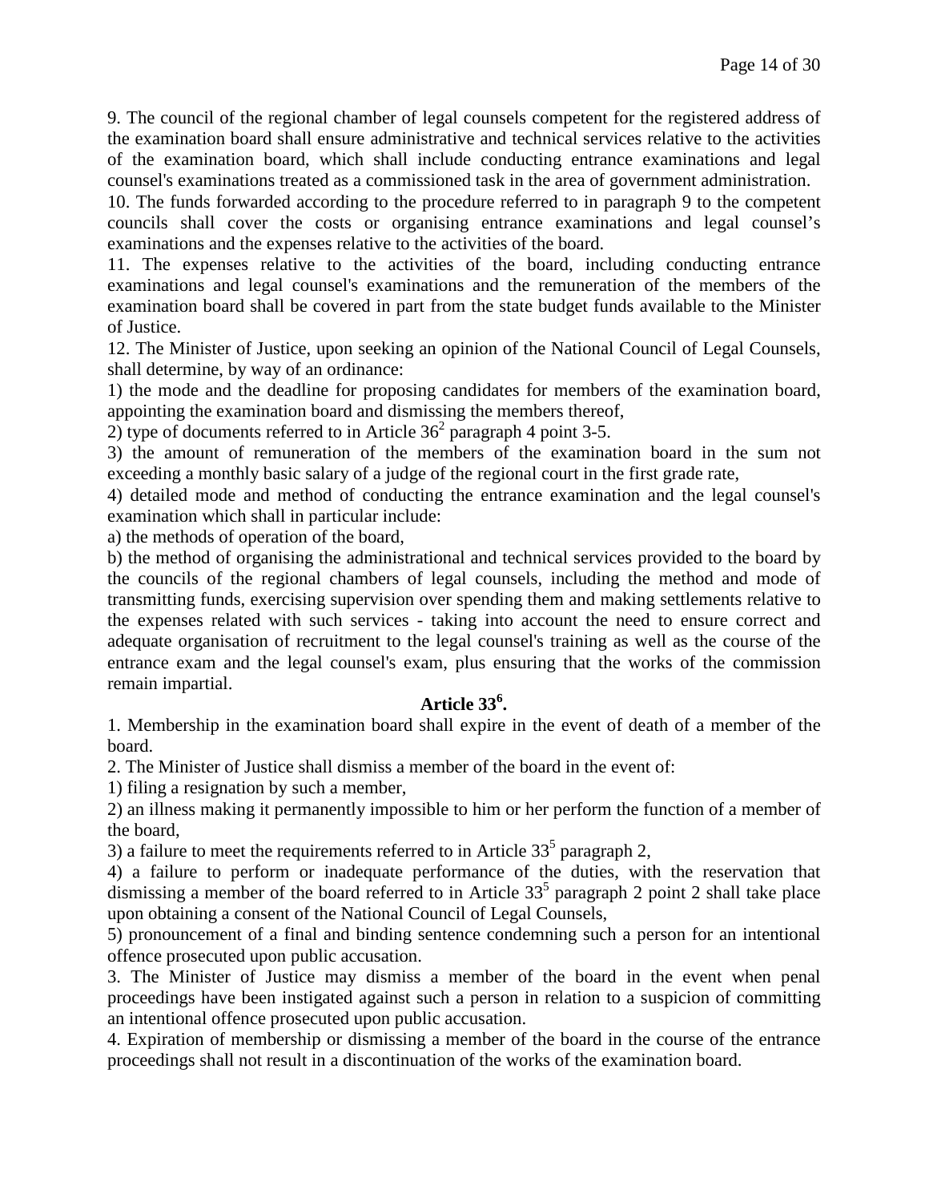9. The council of the regional chamber of legal counsels competent for the registered address of the examination board shall ensure administrative and technical services relative to the activities of the examination board, which shall include conducting entrance examinations and legal counsel's examinations treated as a commissioned task in the area of government administration.

10. The funds forwarded according to the procedure referred to in paragraph 9 to the competent councils shall cover the costs or organising entrance examinations and legal counsel's examinations and the expenses relative to the activities of the board.

11. The expenses relative to the activities of the board, including conducting entrance examinations and legal counsel's examinations and the remuneration of the members of the examination board shall be covered in part from the state budget funds available to the Minister of Justice.

12. The Minister of Justice, upon seeking an opinion of the National Council of Legal Counsels, shall determine, by way of an ordinance:

1) the mode and the deadline for proposing candidates for members of the examination board, appointing the examination board and dismissing the members thereof,

2) type of documents referred to in Article 36[2] paragraph 4 point 3-5.

3) the amount of remuneration of the members of the examination board in the sum not exceeding a monthly basic salary of a judge of the regional court in the first grade rate,

4) detailed mode and method of conducting the entrance examination and the legal counsel's examination which shall in particular include:

a) the methods of operation of the board,

b) the method of organising the administrational and technical services provided to the board by the councils of the regional chambers of legal counsels, including the method and mode of transmitting funds, exercising supervision over spending them and making settlements relative to the expenses related with such services - taking into account the need to ensure correct and adequate organisation of recruitment to the legal counsel's training as well as the course of the entrance exam and the legal counsel's exam, plus ensuring that the works of the commission remain impartial.

**Article 33[6].**

1. Membership in the examination board shall expire in the event of death of a member of the board.

2. The Minister of Justice shall dismiss a member of the board in the event of:

1) filing a resignation by such a member,

2) an illness making it permanently impossible to him or her perform the function of a member of the board,

3) a failure to meet the requirements referred to in Article 33[5] paragraph 2,

4) a failure to perform or inadequate performance of the duties, with the reservation that dismissing a member of the board referred to in Article 33[5] paragraph 2 point 2 shall take place upon obtaining a consent of the National Council of Legal Counsels,

5) pronouncement of a final and binding sentence condemning such a person for an intentional offence prosecuted upon public accusation.

3. The Minister of Justice may dismiss a member of the board in the event when penal proceedings have been instigated against such a person in relation to a suspicion of committing an intentional offence prosecuted upon public accusation.

4. Expiration of membership or dismissing a member of the board in the course of the entrance proceedings shall not result in a discontinuation of the works of the examination board.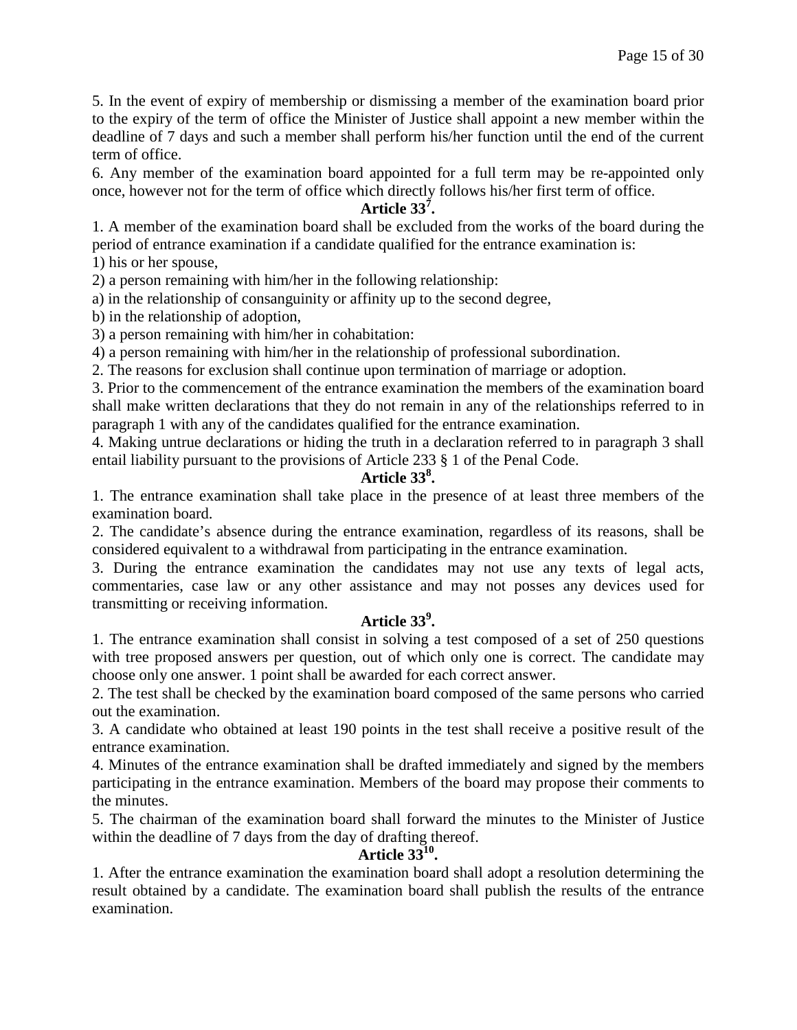5. In the event of expiry of membership or dismissing a member of the examination board prior to the expiry of the term of office the Minister of Justice shall appoint a new member within the deadline of 7 days and such a member shall perform his/her function until the end of the current term of office.

6. Any member of the examination board appointed for a full term may be re-appointed only once, however not for the term of office which directly follows his/her first term of office.

### Article 33[7].

1. A member of the examination board shall be excluded from the works of the board during the period of entrance examination if a candidate qualified for the entrance examination is:

1) his or her spouse,

2) a person remaining with him/her in the following relationship:

a) in the relationship of consanguinity or affinity up to the second degree,

b) in the relationship of adoption,

3) a person remaining with him/her in cohabitation:

4) a person remaining with him/her in the relationship of professional subordination.

2. The reasons for exclusion shall continue upon termination of marriage or adoption.

3. Prior to the commencement of the entrance examination the members of the examination board shall make written declarations that they do not remain in any of the relationships referred to in paragraph 1 with any of the candidates qualified for the entrance examination.

4. Making untrue declarations or hiding the truth in a declaration referred to in paragraph 3 shall entail liability pursuant to the provisions of Article 233 § 1 of the Penal Code.

### Article 33[8].

1. The entrance examination shall take place in the presence of at least three members of the examination board.

2. The candidate's absence during the entrance examination, regardless of its reasons, shall be considered equivalent to a withdrawal from participating in the entrance examination.

3. During the entrance examination the candidates may not use any texts of legal acts, commentaries, case law or any other assistance and may not posses any devices used for transmitting or receiving information.

### Article 33[9].

1. The entrance examination shall consist in solving a test composed of a set of 250 questions with tree proposed answers per question, out of which only one is correct. The candidate may choose only one answer. 1 point shall be awarded for each correct answer.

2. The test shall be checked by the examination board composed of the same persons who carried out the examination.

3. A candidate who obtained at least 190 points in the test shall receive a positive result of the entrance examination.

4. Minutes of the entrance examination shall be drafted immediately and signed by the members participating in the entrance examination. Members of the board may propose their comments to the minutes.

5. The chairman of the examination board shall forward the minutes to the Minister of Justice within the deadline of 7 days from the day of drafting thereof.

### Article 33[10].

1. After the entrance examination the examination board shall adopt a resolution determining the result obtained by a candidate. The examination board shall publish the results of the entrance examination.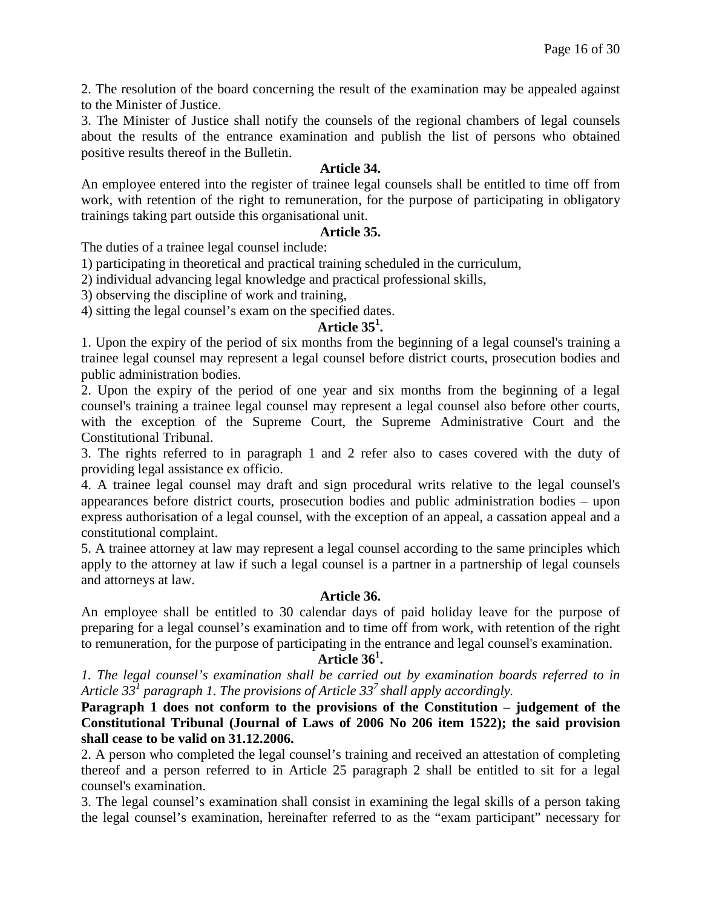2. The resolution of the board concerning the result of the examination may be appealed against to the Minister of Justice.

3. The Minister of Justice shall notify the counsels of the regional chambers of legal counsels about the results of the entrance examination and publish the list of persons who obtained positive results thereof in the Bulletin.

**Article 34.**

An employee entered into the register of trainee legal counsels shall be entitled to time off from work, with retention of the right to remuneration, for the purpose of participating in obligatory trainings taking part outside this organisational unit.

**Article 35.**

The duties of a trainee legal counsel include:

1) participating in theoretical and practical training scheduled in the curriculum,

2) individual advancing legal knowledge and practical professional skills,

3) observing the discipline of work and training,

4) sitting the legal counsel's exam on the specified dates.

**Article 35$^1$.**

1. Upon the expiry of the period of six months from the beginning of a legal counsel's training a trainee legal counsel may represent a legal counsel before district courts, prosecution bodies and public administration bodies.

2. Upon the expiry of the period of one year and six months from the beginning of a legal counsel's training a trainee legal counsel may represent a legal counsel also before other courts, with the exception of the Supreme Court, the Supreme Administrative Court and the Constitutional Tribunal.

3. The rights referred to in paragraph 1 and 2 refer also to cases covered with the duty of providing legal assistance ex officio.

4. A trainee legal counsel may draft and sign procedural writs relative to the legal counsel's appearances before district courts, prosecution bodies and public administration bodies – upon express authorisation of a legal counsel, with the exception of an appeal, a cassation appeal and a constitutional complaint.

5. A trainee attorney at law may represent a legal counsel according to the same principles which apply to the attorney at law if such a legal counsel is a partner in a partnership of legal counsels and attorneys at law.

**Article 36.**

An employee shall be entitled to 30 calendar days of paid holiday leave for the purpose of preparing for a legal counsel's examination and to time off from work, with retention of the right to remuneration, for the purpose of participating in the entrance and legal counsel's examination.

**Article 36$^1$.**

*1. The legal counsel's examination shall be carried out by examination boards referred to in Article 33$^1$ paragraph 1. The provisions of Article 33$^7$ shall apply accordingly.*

**Paragraph 1 does not conform to the provisions of the Constitution – judgement of the Constitutional Tribunal (Journal of Laws of 2006 No 206 item 1522); the said provision shall cease to be valid on 31.12.2006.**

2. A person who completed the legal counsel's training and received an attestation of completing thereof and a person referred to in Article 25 paragraph 2 shall be entitled to sit for a legal counsel's examination.

3. The legal counsel's examination shall consist in examining the legal skills of a person taking the legal counsel's examination, hereinafter referred to as the "exam participant" necessary for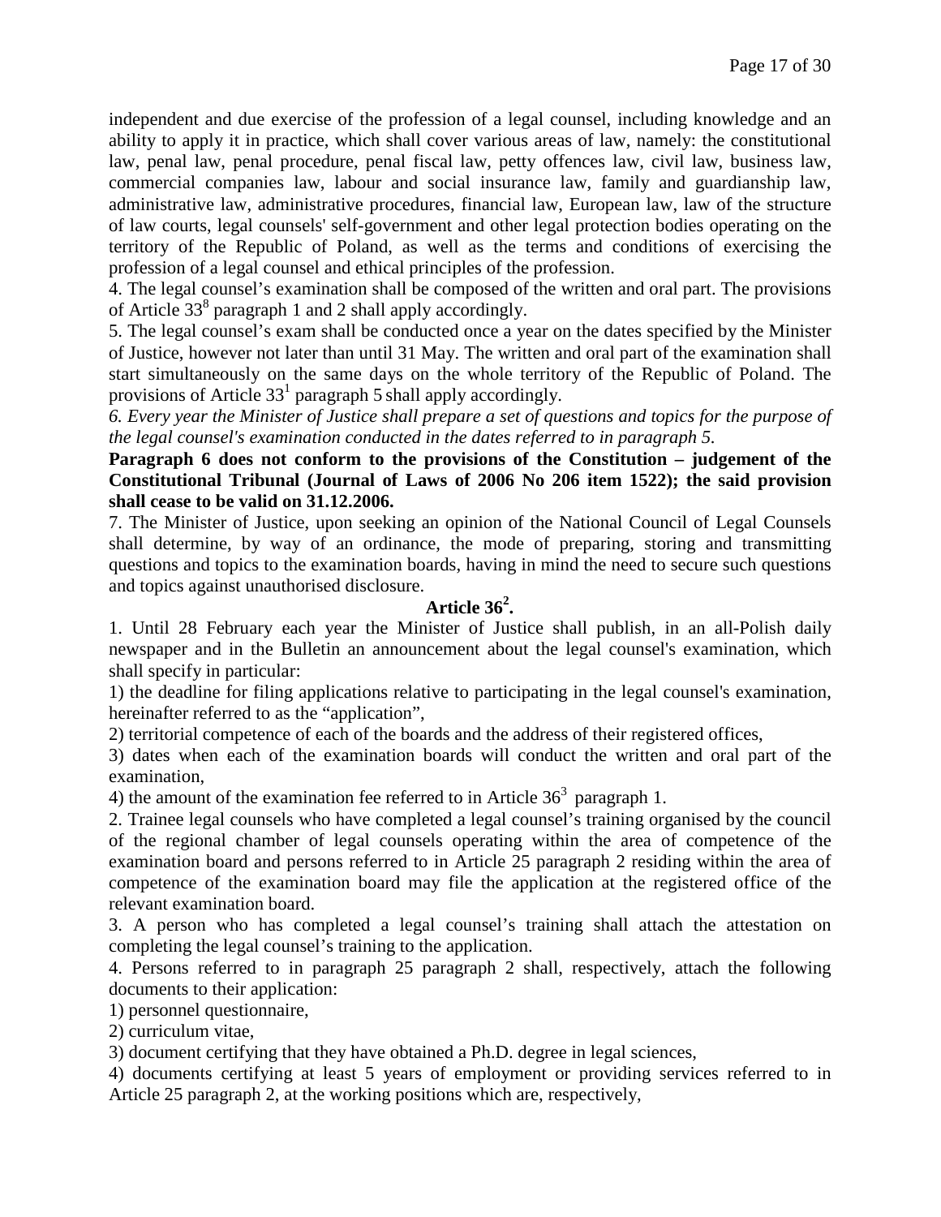independent and due exercise of the profession of a legal counsel, including knowledge and an ability to apply it in practice, which shall cover various areas of law, namely: the constitutional law, penal law, penal procedure, penal fiscal law, petty offences law, civil law, business law, commercial companies law, labour and social insurance law, family and guardianship law, administrative law, administrative procedures, financial law, European law, law of the structure of law courts, legal counsels' self-government and other legal protection bodies operating on the territory of the Republic of Poland, as well as the terms and conditions of exercising the profession of a legal counsel and ethical principles of the profession.

4. The legal counsel's examination shall be composed of the written and oral part. The provisions of Article 33[8] paragraph 1 and 2 shall apply accordingly.

5. The legal counsel's exam shall be conducted once a year on the dates specified by the Minister of Justice, however not later than until 31 May. The written and oral part of the examination shall start simultaneously on the same days on the whole territory of the Republic of Poland. The provisions of Article 33[1] paragraph 5 shall apply accordingly.

*6. Every year the Minister of Justice shall prepare a set of questions and topics for the purpose of the legal counsel's examination conducted in the dates referred to in paragraph 5.*

**Paragraph 6 does not conform to the provisions of the Constitution – judgement of the Constitutional Tribunal (Journal of Laws of 2006 No 206 item 1522); the said provision shall cease to be valid on 31.12.2006.**

7. The Minister of Justice, upon seeking an opinion of the National Council of Legal Counsels shall determine, by way of an ordinance, the mode of preparing, storing and transmitting questions and topics to the examination boards, having in mind the need to secure such questions and topics against unauthorised disclosure.

**Article 36[2].**

1. Until 28 February each year the Minister of Justice shall publish, in an all-Polish daily newspaper and in the Bulletin an announcement about the legal counsel's examination, which shall specify in particular:

1) the deadline for filing applications relative to participating in the legal counsel's examination, hereinafter referred to as the "application",

2) territorial competence of each of the boards and the address of their registered offices,

3) dates when each of the examination boards will conduct the written and oral part of the examination,

4) the amount of the examination fee referred to in Article 36[3] paragraph 1.

2. Trainee legal counsels who have completed a legal counsel's training organised by the council of the regional chamber of legal counsels operating within the area of competence of the examination board and persons referred to in Article 25 paragraph 2 residing within the area of competence of the examination board may file the application at the registered office of the relevant examination board.

3. A person who has completed a legal counsel's training shall attach the attestation on completing the legal counsel's training to the application.

4. Persons referred to in paragraph 25 paragraph 2 shall, respectively, attach the following documents to their application:

1) personnel questionnaire,

2) curriculum vitae,

3) document certifying that they have obtained a Ph.D. degree in legal sciences,

4) documents certifying at least 5 years of employment or providing services referred to in Article 25 paragraph 2, at the working positions which are, respectively,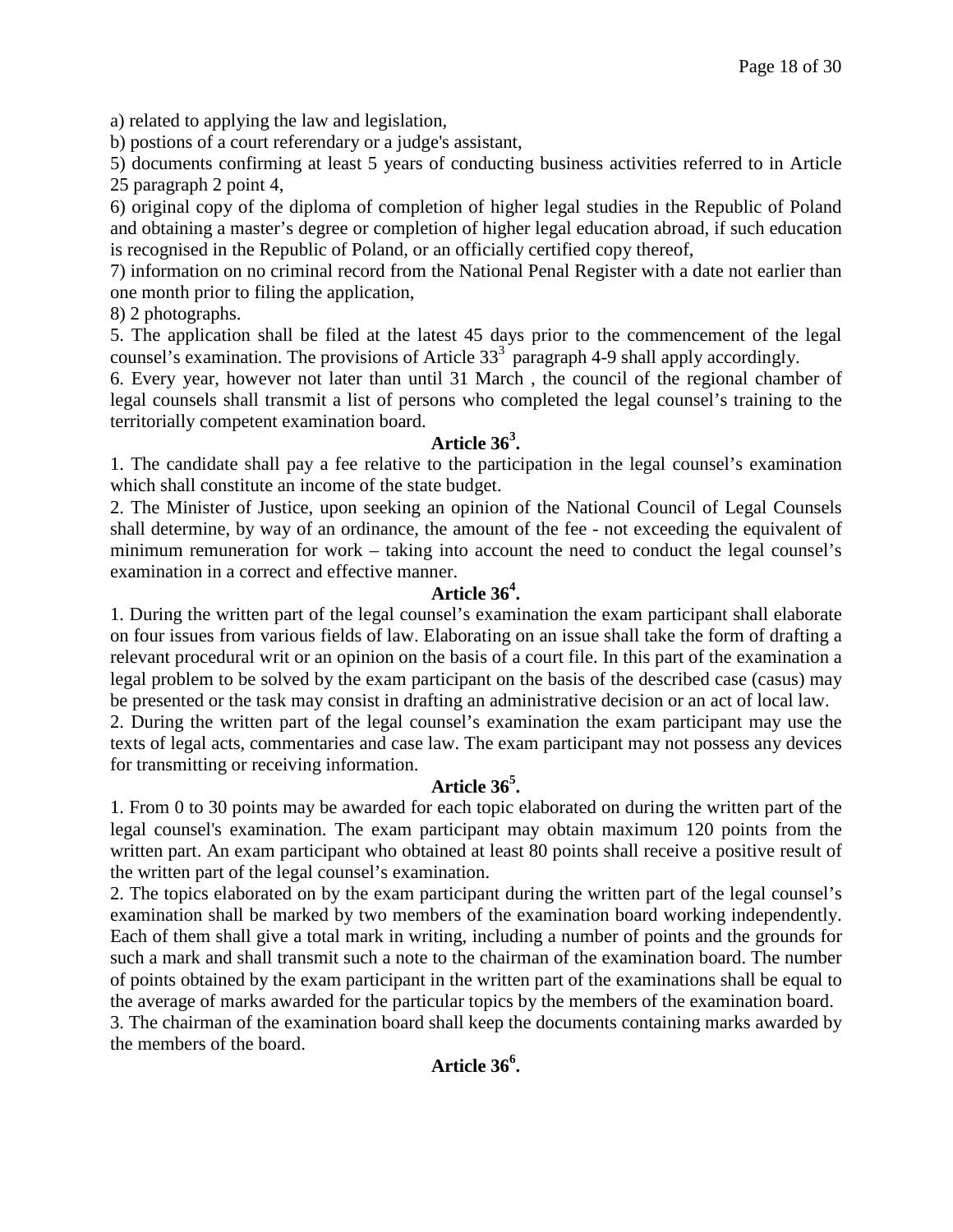a) related to applying the law and legislation,

b) postions of a court referendary or a judge's assistant,

5) documents confirming at least 5 years of conducting business activities referred to in Article 25 paragraph 2 point 4,

6) original copy of the diploma of completion of higher legal studies in the Republic of Poland and obtaining a master's degree or completion of higher legal education abroad, if such education is recognised in the Republic of Poland, or an officially certified copy thereof,

7) information on no criminal record from the National Penal Register with a date not earlier than one month prior to filing the application,

8) 2 photographs.

5. The application shall be filed at the latest 45 days prior to the commencement of the legal counsel's examination. The provisions of Article 33[3] paragraph 4-9 shall apply accordingly.

6. Every year, however not later than until 31 March , the council of the regional chamber of legal counsels shall transmit a list of persons who completed the legal counsel's training to the territorially competent examination board.

### Article 36[3].

1. The candidate shall pay a fee relative to the participation in the legal counsel's examination which shall constitute an income of the state budget.

2. The Minister of Justice, upon seeking an opinion of the National Council of Legal Counsels shall determine, by way of an ordinance, the amount of the fee - not exceeding the equivalent of minimum remuneration for work – taking into account the need to conduct the legal counsel's examination in a correct and effective manner.

### Article 36[4].

1. During the written part of the legal counsel's examination the exam participant shall elaborate on four issues from various fields of law. Elaborating on an issue shall take the form of drafting a relevant procedural writ or an opinion on the basis of a court file. In this part of the examination a legal problem to be solved by the exam participant on the basis of the described case (casus) may be presented or the task may consist in drafting an administrative decision or an act of local law.

2. During the written part of the legal counsel's examination the exam participant may use the texts of legal acts, commentaries and case law. The exam participant may not possess any devices for transmitting or receiving information.

### Article 36[5].

1. From 0 to 30 points may be awarded for each topic elaborated on during the written part of the legal counsel's examination. The exam participant may obtain maximum 120 points from the written part. An exam participant who obtained at least 80 points shall receive a positive result of the written part of the legal counsel's examination.

2. The topics elaborated on by the exam participant during the written part of the legal counsel's examination shall be marked by two members of the examination board working independently. Each of them shall give a total mark in writing, including a number of points and the grounds for such a mark and shall transmit such a note to the chairman of the examination board. The number of points obtained by the exam participant in the written part of the examinations shall be equal to the average of marks awarded for the particular topics by the members of the examination board.

3. The chairman of the examination board shall keep the documents containing marks awarded by the members of the board.

### Article 36[6].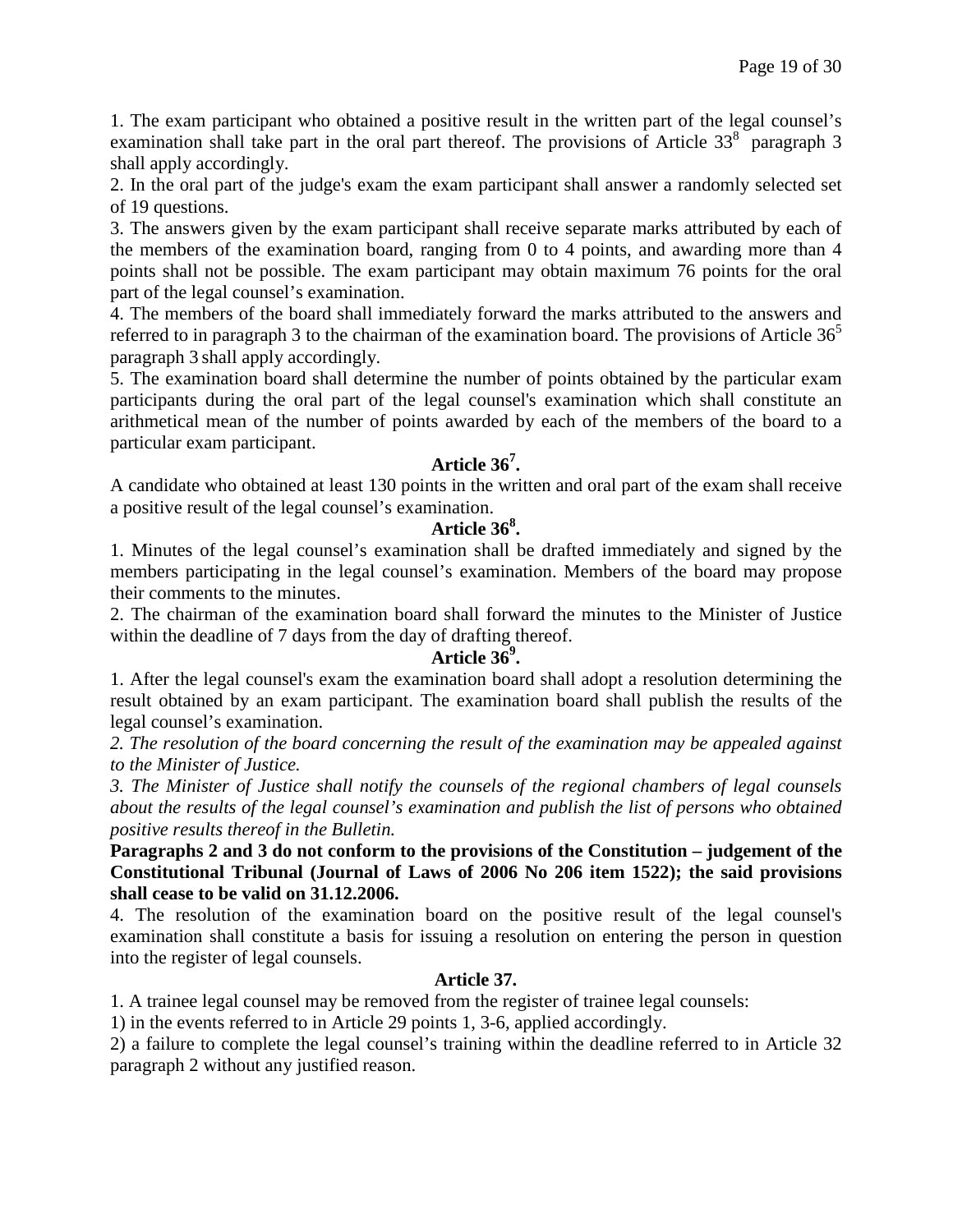1. The exam participant who obtained a positive result in the written part of the legal counsel's examination shall take part in the oral part thereof. The provisions of Article 33[8] paragraph 3 shall apply accordingly.

2. In the oral part of the judge's exam the exam participant shall answer a randomly selected set of 19 questions.

3. The answers given by the exam participant shall receive separate marks attributed by each of the members of the examination board, ranging from 0 to 4 points, and awarding more than 4 points shall not be possible. The exam participant may obtain maximum 76 points for the oral part of the legal counsel's examination.

4. The members of the board shall immediately forward the marks attributed to the answers and referred to in paragraph 3 to the chairman of the examination board. The provisions of Article 36[5] paragraph 3 shall apply accordingly.

5. The examination board shall determine the number of points obtained by the particular exam participants during the oral part of the legal counsel's examination which shall constitute an arithmetical mean of the number of points awarded by each of the members of the board to a particular exam participant.

**Article 36[7].**

A candidate who obtained at least 130 points in the written and oral part of the exam shall receive a positive result of the legal counsel's examination.

**Article 36[8].**

1. Minutes of the legal counsel's examination shall be drafted immediately and signed by the members participating in the legal counsel's examination. Members of the board may propose their comments to the minutes.

2. The chairman of the examination board shall forward the minutes to the Minister of Justice within the deadline of 7 days from the day of drafting thereof.

**Article 36[9].**

1. After the legal counsel's exam the examination board shall adopt a resolution determining the result obtained by an exam participant. The examination board shall publish the results of the legal counsel's examination.

*2. The resolution of the board concerning the result of the examination may be appealed against to the Minister of Justice.*

*3. The Minister of Justice shall notify the counsels of the regional chambers of legal counsels about the results of the legal counsel's examination and publish the list of persons who obtained positive results thereof in the Bulletin.*

**Paragraphs 2 and 3 do not conform to the provisions of the Constitution – judgement of the Constitutional Tribunal (Journal of Laws of 2006 No 206 item 1522); the said provisions shall cease to be valid on 31.12.2006.**

4. The resolution of the examination board on the positive result of the legal counsel's examination shall constitute a basis for issuing a resolution on entering the person in question into the register of legal counsels.

**Article 37.**

1. A trainee legal counsel may be removed from the register of trainee legal counsels:

1) in the events referred to in Article 29 points 1, 3-6, applied accordingly.

2) a failure to complete the legal counsel's training within the deadline referred to in Article 32 paragraph 2 without any justified reason.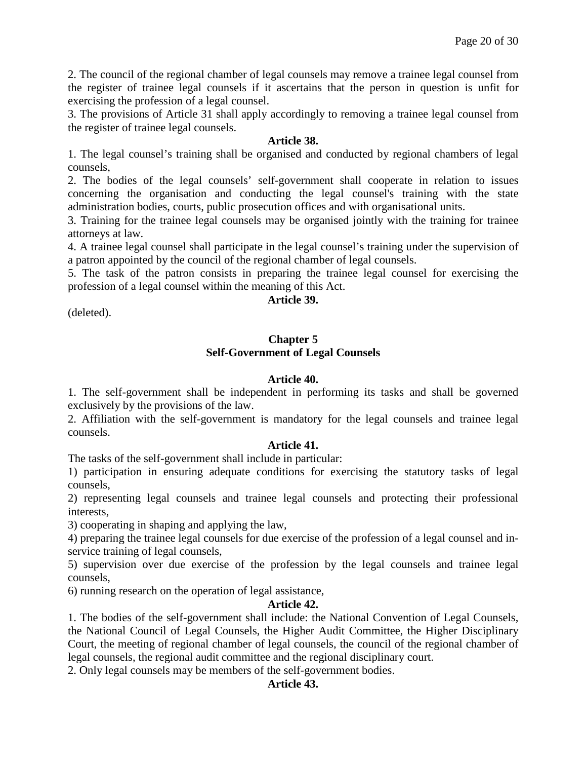2. The council of the regional chamber of legal counsels may remove a trainee legal counsel from the register of trainee legal counsels if it ascertains that the person in question is unfit for exercising the profession of a legal counsel.

3. The provisions of Article 31 shall apply accordingly to removing a trainee legal counsel from the register of trainee legal counsels.

**Article 38.**

1. The legal counsel's training shall be organised and conducted by regional chambers of legal counsels,

2. The bodies of the legal counsels' self-government shall cooperate in relation to issues concerning the organisation and conducting the legal counsel's training with the state administration bodies, courts, public prosecution offices and with organisational units.

3. Training for the trainee legal counsels may be organised jointly with the training for trainee attorneys at law.

4. A trainee legal counsel shall participate in the legal counsel's training under the supervision of a patron appointed by the council of the regional chamber of legal counsels.

5. The task of the patron consists in preparing the trainee legal counsel for exercising the profession of a legal counsel within the meaning of this Act.

**Article 39.**

(deleted).

## Chapter 5
## Self-Government of Legal Counsels

**Article 40.**

1. The self-government shall be independent in performing its tasks and shall be governed exclusively by the provisions of the law.

2. Affiliation with the self-government is mandatory for the legal counsels and trainee legal counsels.

**Article 41.**

The tasks of the self-government shall include in particular:

1) participation in ensuring adequate conditions for exercising the statutory tasks of legal counsels,

2) representing legal counsels and trainee legal counsels and protecting their professional interests,

3) cooperating in shaping and applying the law,

4) preparing the trainee legal counsels for due exercise of the profession of a legal counsel and in-service training of legal counsels,

5) supervision over due exercise of the profession by the legal counsels and trainee legal counsels,

6) running research on the operation of legal assistance,

**Article 42.**

1. The bodies of the self-government shall include: the National Convention of Legal Counsels, the National Council of Legal Counsels, the Higher Audit Committee, the Higher Disciplinary Court, the meeting of regional chamber of legal counsels, the council of the regional chamber of legal counsels, the regional audit committee and the regional disciplinary court.

2. Only legal counsels may be members of the self-government bodies.

**Article 43.**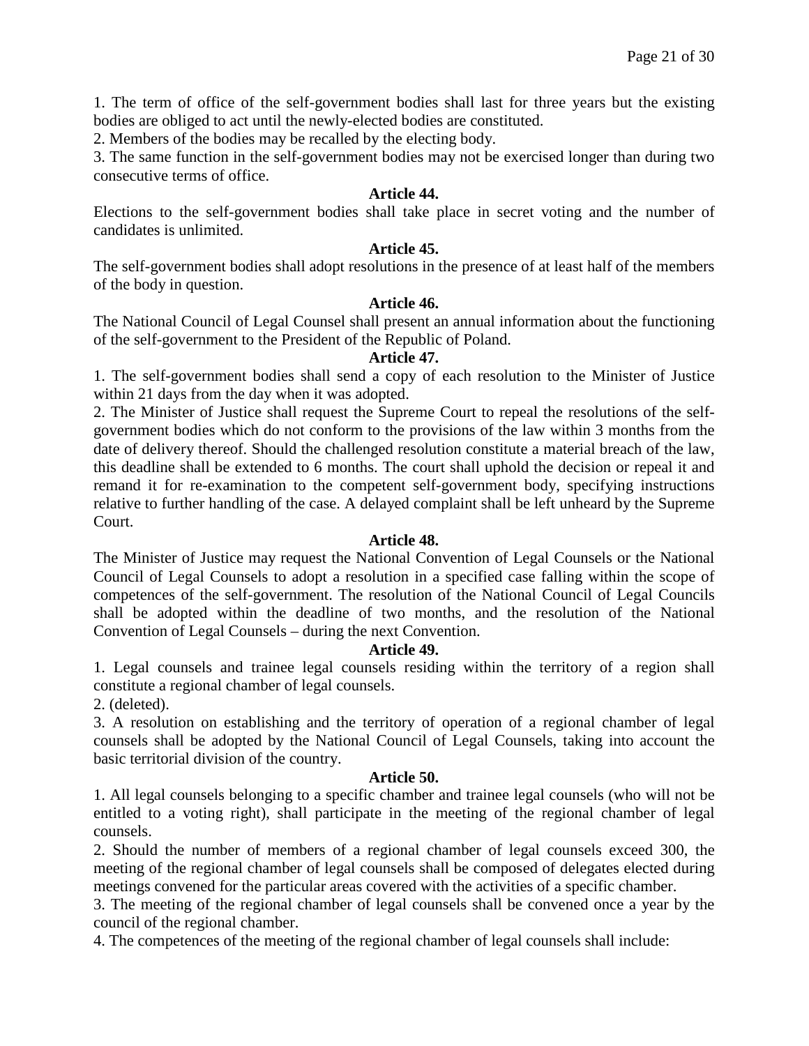1. The term of office of the self-government bodies shall last for three years but the existing bodies are obliged to act until the newly-elected bodies are constituted.
2. Members of the bodies may be recalled by the electing body.
3. The same function in the self-government bodies may not be exercised longer than during two consecutive terms of office.

**Article 44.**

Elections to the self-government bodies shall take place in secret voting and the number of candidates is unlimited.

**Article 45.**

The self-government bodies shall adopt resolutions in the presence of at least half of the members of the body in question.

**Article 46.**

The National Council of Legal Counsel shall present an annual information about the functioning of the self-government to the President of the Republic of Poland.

**Article 47.**

1. The self-government bodies shall send a copy of each resolution to the Minister of Justice within 21 days from the day when it was adopted.
2. The Minister of Justice shall request the Supreme Court to repeal the resolutions of the self-government bodies which do not conform to the provisions of the law within 3 months from the date of delivery thereof. Should the challenged resolution constitute a material breach of the law, this deadline shall be extended to 6 months. The court shall uphold the decision or repeal it and remand it for re-examination to the competent self-government body, specifying instructions relative to further handling of the case. A delayed complaint shall be left unheard by the Supreme Court.

**Article 48.**

The Minister of Justice may request the National Convention of Legal Counsels or the National Council of Legal Counsels to adopt a resolution in a specified case falling within the scope of competences of the self-government. The resolution of the National Council of Legal Councils shall be adopted within the deadline of two months, and the resolution of the National Convention of Legal Counsels – during the next Convention.

**Article 49.**

1. Legal counsels and trainee legal counsels residing within the territory of a region shall constitute a regional chamber of legal counsels.
2. (deleted).
3. A resolution on establishing and the territory of operation of a regional chamber of legal counsels shall be adopted by the National Council of Legal Counsels, taking into account the basic territorial division of the country.

**Article 50.**

1. All legal counsels belonging to a specific chamber and trainee legal counsels (who will not be entitled to a voting right), shall participate in the meeting of the regional chamber of legal counsels.
2. Should the number of members of a regional chamber of legal counsels exceed 300, the meeting of the regional chamber of legal counsels shall be composed of delegates elected during meetings convened for the particular areas covered with the activities of a specific chamber.
3. The meeting of the regional chamber of legal counsels shall be convened once a year by the council of the regional chamber.
4. The competences of the meeting of the regional chamber of legal counsels shall include: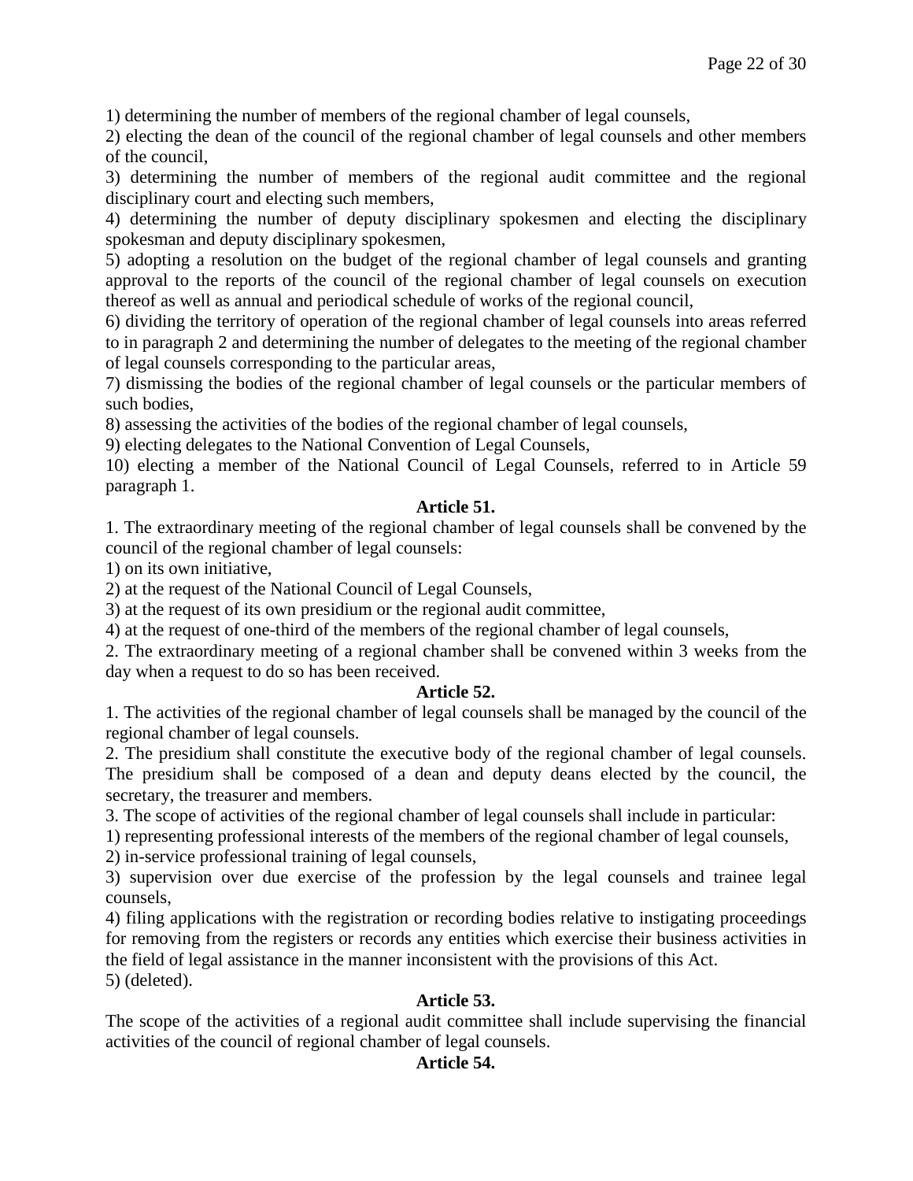1) determining the number of members of the regional chamber of legal counsels,
2) electing the dean of the council of the regional chamber of legal counsels and other members of the council,
3) determining the number of members of the regional audit committee and the regional disciplinary court and electing such members,
4) determining the number of deputy disciplinary spokesmen and electing the disciplinary spokesman and deputy disciplinary spokesmen,
5) adopting a resolution on the budget of the regional chamber of legal counsels and granting approval to the reports of the council of the regional chamber of legal counsels on execution thereof as well as annual and periodical schedule of works of the regional council,
6) dividing the territory of operation of the regional chamber of legal counsels into areas referred to in paragraph 2 and determining the number of delegates to the meeting of the regional chamber of legal counsels corresponding to the particular areas,
7) dismissing the bodies of the regional chamber of legal counsels or the particular members of such bodies,
8) assessing the activities of the bodies of the regional chamber of legal counsels,
9) electing delegates to the National Convention of Legal Counsels,
10) electing a member of the National Council of Legal Counsels, referred to in Article 59 paragraph 1.

**Article 51.**

1. The extraordinary meeting of the regional chamber of legal counsels shall be convened by the council of the regional chamber of legal counsels:
1) on its own initiative,
2) at the request of the National Council of Legal Counsels,
3) at the request of its own presidium or the regional audit committee,
4) at the request of one-third of the members of the regional chamber of legal counsels,
2. The extraordinary meeting of a regional chamber shall be convened within 3 weeks from the day when a request to do so has been received.

**Article 52.**

1. The activities of the regional chamber of legal counsels shall be managed by the council of the regional chamber of legal counsels.
2. The presidium shall constitute the executive body of the regional chamber of legal counsels. The presidium shall be composed of a dean and deputy deans elected by the council, the secretary, the treasurer and members.
3. The scope of activities of the regional chamber of legal counsels shall include in particular:
1) representing professional interests of the members of the regional chamber of legal counsels,
2) in-service professional training of legal counsels,
3) supervision over due exercise of the profession by the legal counsels and trainee legal counsels,
4) filing applications with the registration or recording bodies relative to instigating proceedings for removing from the registers or records any entities which exercise their business activities in the field of legal assistance in the manner inconsistent with the provisions of this Act.
5) (deleted).

**Article 53.**

The scope of the activities of a regional audit committee shall include supervising the financial activities of the council of regional chamber of legal counsels.

**Article 54.**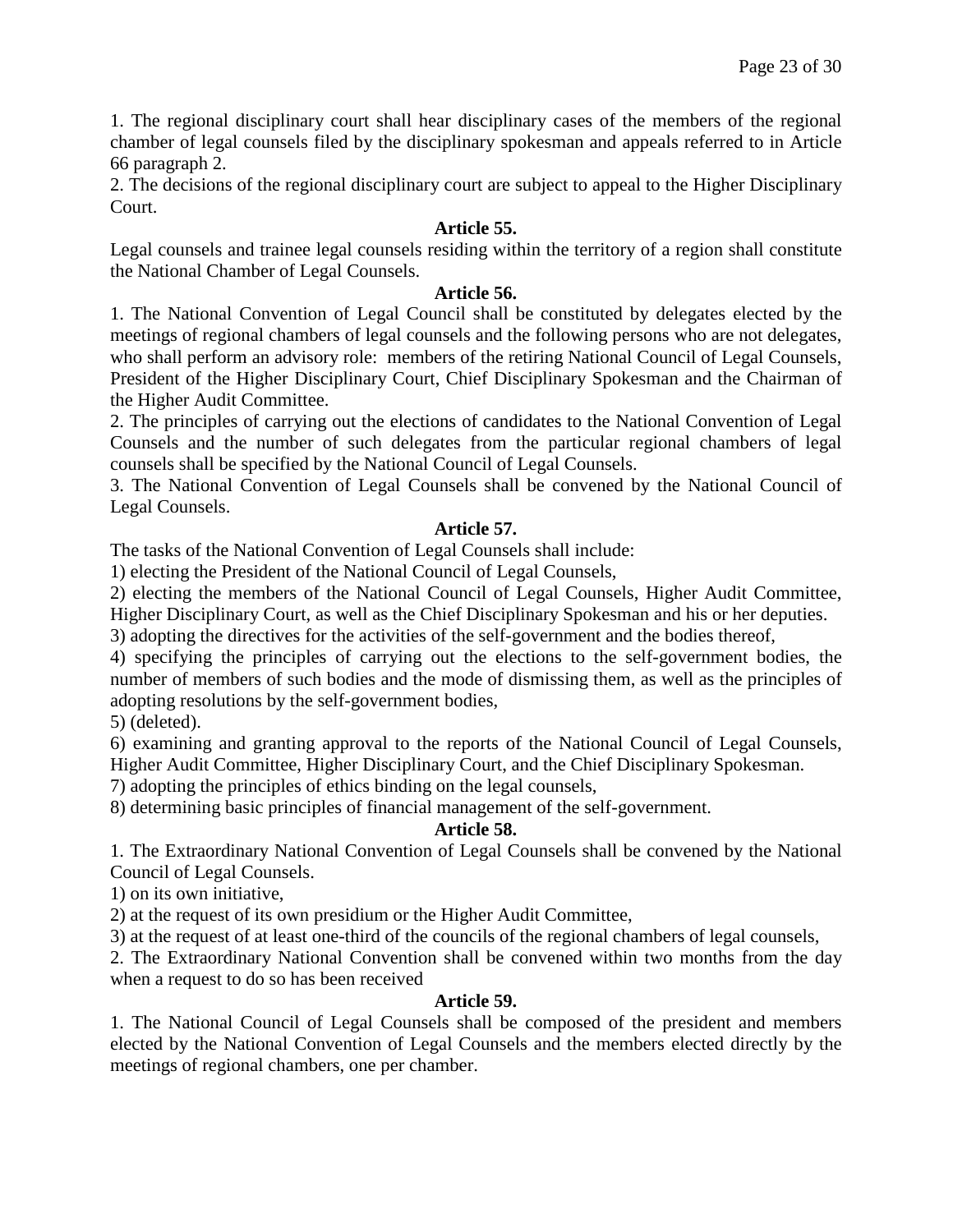1. The regional disciplinary court shall hear disciplinary cases of the members of the regional chamber of legal counsels filed by the disciplinary spokesman and appeals referred to in Article 66 paragraph 2.

2. The decisions of the regional disciplinary court are subject to appeal to the Higher Disciplinary Court.

**Article 55.**

Legal counsels and trainee legal counsels residing within the territory of a region shall constitute the National Chamber of Legal Counsels.

**Article 56.**

1. The National Convention of Legal Council shall be constituted by delegates elected by the meetings of regional chambers of legal counsels and the following persons who are not delegates, who shall perform an advisory role: members of the retiring National Council of Legal Counsels, President of the Higher Disciplinary Court, Chief Disciplinary Spokesman and the Chairman of the Higher Audit Committee.

2. The principles of carrying out the elections of candidates to the National Convention of Legal Counsels and the number of such delegates from the particular regional chambers of legal counsels shall be specified by the National Council of Legal Counsels.

3. The National Convention of Legal Counsels shall be convened by the National Council of Legal Counsels.

**Article 57.**

The tasks of the National Convention of Legal Counsels shall include:

1) electing the President of the National Council of Legal Counsels,

2) electing the members of the National Council of Legal Counsels, Higher Audit Committee, Higher Disciplinary Court, as well as the Chief Disciplinary Spokesman and his or her deputies.

3) adopting the directives for the activities of the self-government and the bodies thereof,

4) specifying the principles of carrying out the elections to the self-government bodies, the number of members of such bodies and the mode of dismissing them, as well as the principles of adopting resolutions by the self-government bodies,

5) (deleted).

6) examining and granting approval to the reports of the National Council of Legal Counsels, Higher Audit Committee, Higher Disciplinary Court, and the Chief Disciplinary Spokesman.

7) adopting the principles of ethics binding on the legal counsels,

8) determining basic principles of financial management of the self-government.

**Article 58.**

1. The Extraordinary National Convention of Legal Counsels shall be convened by the National Council of Legal Counsels.

1) on its own initiative,

2) at the request of its own presidium or the Higher Audit Committee,

3) at the request of at least one-third of the councils of the regional chambers of legal counsels,

2. The Extraordinary National Convention shall be convened within two months from the day when a request to do so has been received

**Article 59.**

1. The National Council of Legal Counsels shall be composed of the president and members elected by the National Convention of Legal Counsels and the members elected directly by the meetings of regional chambers, one per chamber.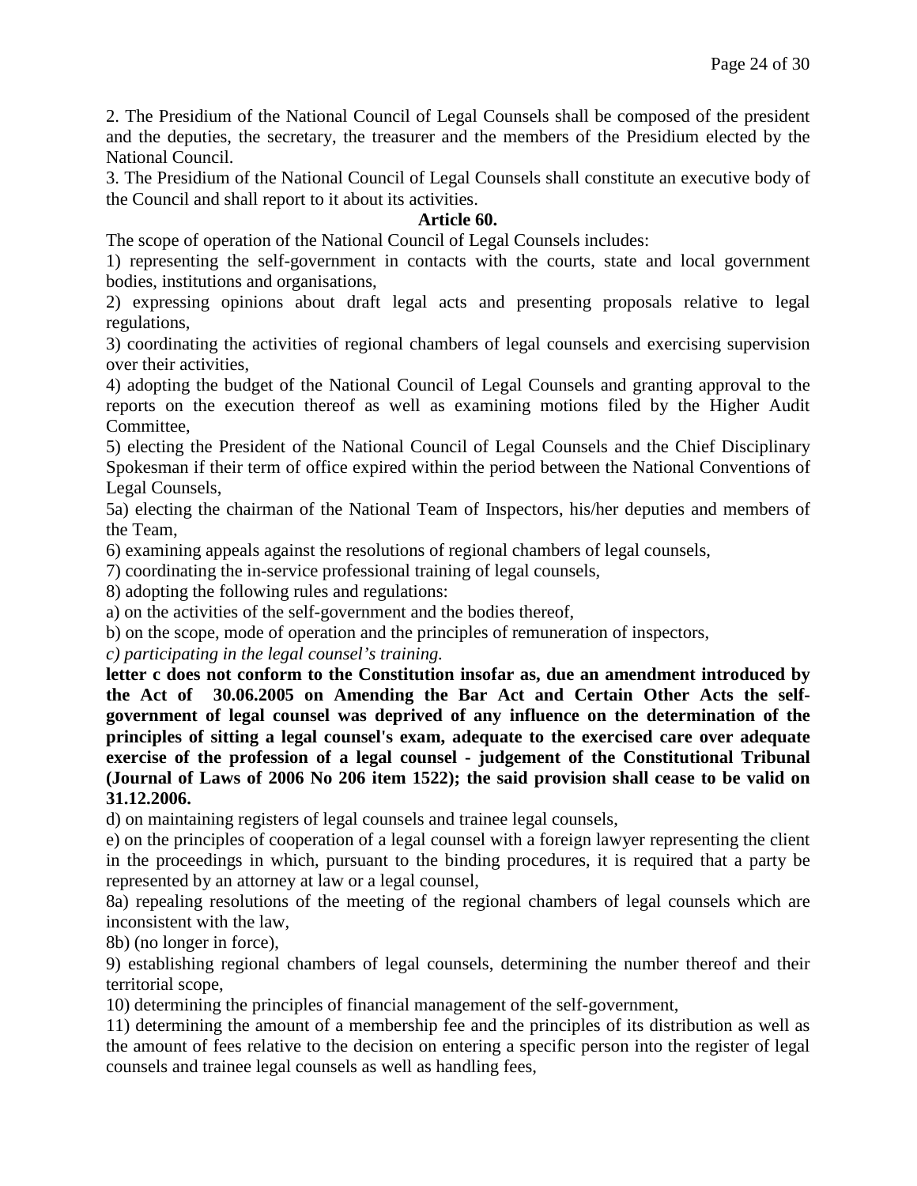2. The Presidium of the National Council of Legal Counsels shall be composed of the president and the deputies, the secretary, the treasurer and the members of the Presidium elected by the National Council.

3. The Presidium of the National Council of Legal Counsels shall constitute an executive body of the Council and shall report to it about its activities.

**Article 60.**

The scope of operation of the National Council of Legal Counsels includes:

1) representing the self-government in contacts with the courts, state and local government bodies, institutions and organisations,

2) expressing opinions about draft legal acts and presenting proposals relative to legal regulations,

3) coordinating the activities of regional chambers of legal counsels and exercising supervision over their activities,

4) adopting the budget of the National Council of Legal Counsels and granting approval to the reports on the execution thereof as well as examining motions filed by the Higher Audit Committee,

5) electing the President of the National Council of Legal Counsels and the Chief Disciplinary Spokesman if their term of office expired within the period between the National Conventions of Legal Counsels,

5a) electing the chairman of the National Team of Inspectors, his/her deputies and members of the Team,

6) examining appeals against the resolutions of regional chambers of legal counsels,

7) coordinating the in-service professional training of legal counsels,

8) adopting the following rules and regulations:

a) on the activities of the self-government and the bodies thereof,

b) on the scope, mode of operation and the principles of remuneration of inspectors,

*c) participating in the legal counsel's training.*

**letter c does not conform to the Constitution insofar as, due an amendment introduced by the Act of 30.06.2005 on Amending the Bar Act and Certain Other Acts the self-government of legal counsel was deprived of any influence on the determination of the principles of sitting a legal counsel's exam, adequate to the exercised care over adequate exercise of the profession of a legal counsel - judgement of the Constitutional Tribunal (Journal of Laws of 2006 No 206 item 1522); the said provision shall cease to be valid on 31.12.2006.**

d) on maintaining registers of legal counsels and trainee legal counsels,

e) on the principles of cooperation of a legal counsel with a foreign lawyer representing the client in the proceedings in which, pursuant to the binding procedures, it is required that a party be represented by an attorney at law or a legal counsel,

8a) repealing resolutions of the meeting of the regional chambers of legal counsels which are inconsistent with the law,

8b) (no longer in force),

9) establishing regional chambers of legal counsels, determining the number thereof and their territorial scope,

10) determining the principles of financial management of the self-government,

11) determining the amount of a membership fee and the principles of its distribution as well as the amount of fees relative to the decision on entering a specific person into the register of legal counsels and trainee legal counsels as well as handling fees,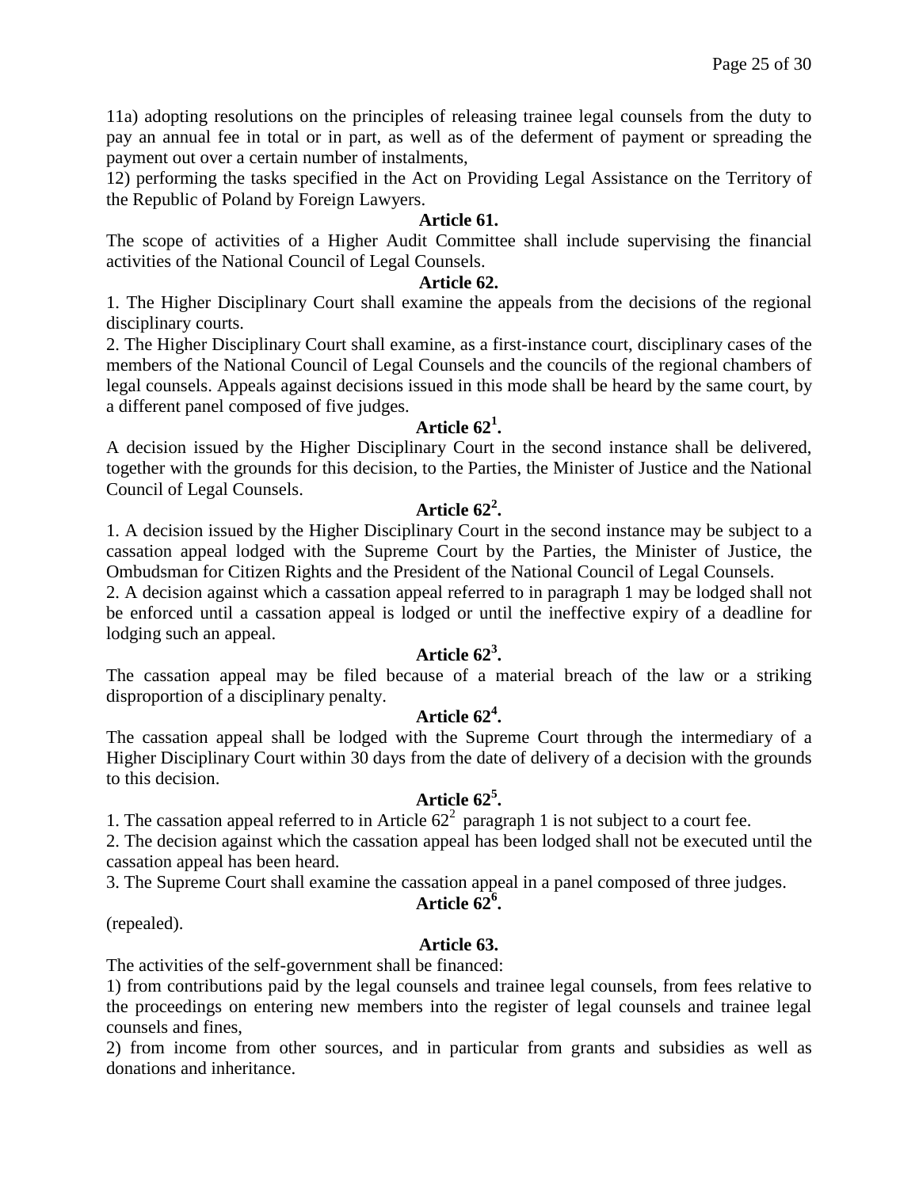11a) adopting resolutions on the principles of releasing trainee legal counsels from the duty to pay an annual fee in total or in part, as well as of the deferment of payment or spreading the payment out over a certain number of instalments,

12) performing the tasks specified in the Act on Providing Legal Assistance on the Territory of the Republic of Poland by Foreign Lawyers.

**Article 61.**

The scope of activities of a Higher Audit Committee shall include supervising the financial activities of the National Council of Legal Counsels.

**Article 62.**

1. The Higher Disciplinary Court shall examine the appeals from the decisions of the regional disciplinary courts.
2. The Higher Disciplinary Court shall examine, as a first-instance court, disciplinary cases of the members of the National Council of Legal Counsels and the councils of the regional chambers of legal counsels. Appeals against decisions issued in this mode shall be heard by the same court, by a different panel composed of five judges.

**Article $62^1$.**

A decision issued by the Higher Disciplinary Court in the second instance shall be delivered, together with the grounds for this decision, to the Parties, the Minister of Justice and the National Council of Legal Counsels.

**Article $62^2$.**

1. A decision issued by the Higher Disciplinary Court in the second instance may be subject to a cassation appeal lodged with the Supreme Court by the Parties, the Minister of Justice, the Ombudsman for Citizen Rights and the President of the National Council of Legal Counsels.
2. A decision against which a cassation appeal referred to in paragraph 1 may be lodged shall not be enforced until a cassation appeal is lodged or until the ineffective expiry of a deadline for lodging such an appeal.

**Article $62^3$.**

The cassation appeal may be filed because of a material breach of the law or a striking disproportion of a disciplinary penalty.

**Article $62^4$.**

The cassation appeal shall be lodged with the Supreme Court through the intermediary of a Higher Disciplinary Court within 30 days from the date of delivery of a decision with the grounds to this decision.

**Article $62^5$.**

1. The cassation appeal referred to in Article $62^2$ paragraph 1 is not subject to a court fee.
2. The decision against which the cassation appeal has been lodged shall not be executed until the cassation appeal has been heard.
3. The Supreme Court shall examine the cassation appeal in a panel composed of three judges.

**Article $62^6$.**

(repealed).

**Article 63.**

The activities of the self-government shall be financed:

1) from contributions paid by the legal counsels and trainee legal counsels, from fees relative to the proceedings on entering new members into the register of legal counsels and trainee legal counsels and fines,

2) from income from other sources, and in particular from grants and subsidies as well as donations and inheritance.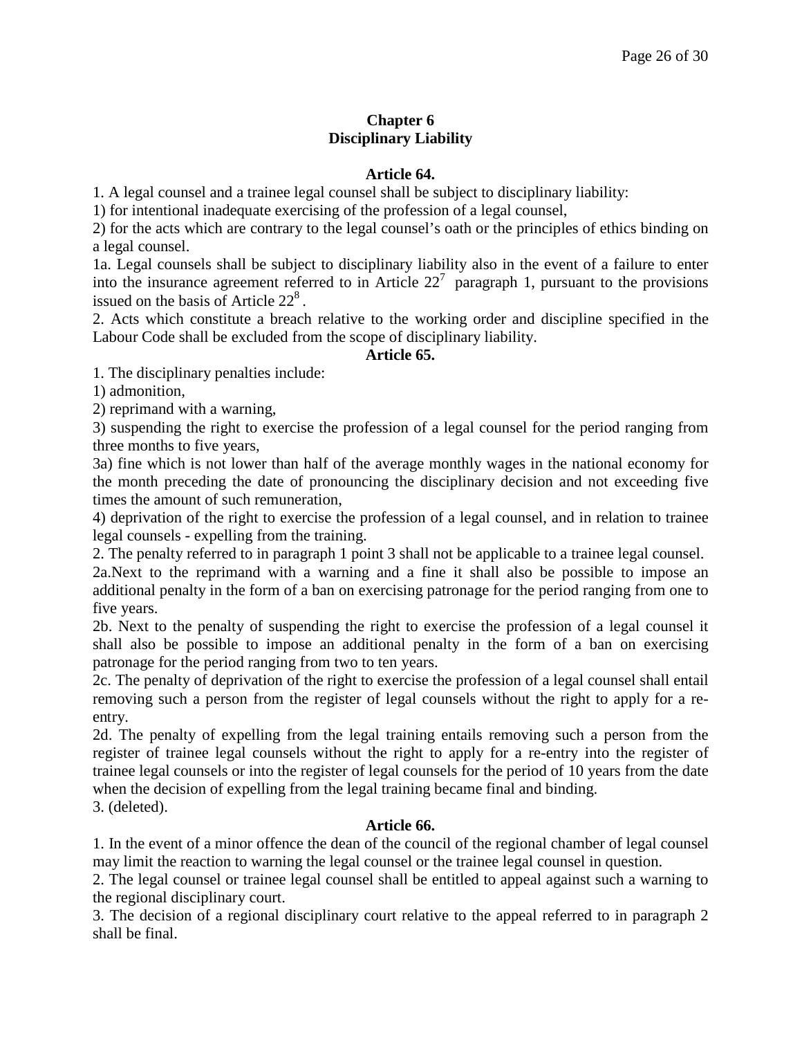## Chapter 6
## Disciplinary Liability

### Article 64.

1. A legal counsel and a trainee legal counsel shall be subject to disciplinary liability:

1) for intentional inadequate exercising of the profession of a legal counsel,

2) for the acts which are contrary to the legal counsel's oath or the principles of ethics binding on a legal counsel.

1a. Legal counsels shall be subject to disciplinary liability also in the event of a failure to enter into the insurance agreement referred to in Article 22[7] paragraph 1, pursuant to the provisions issued on the basis of Article 22[8].

2. Acts which constitute a breach relative to the working order and discipline specified in the Labour Code shall be excluded from the scope of disciplinary liability.

### Article 65.

1. The disciplinary penalties include:

1) admonition,

2) reprimand with a warning,

3) suspending the right to exercise the profession of a legal counsel for the period ranging from three months to five years,

3a) fine which is not lower than half of the average monthly wages in the national economy for the month preceding the date of pronouncing the disciplinary decision and not exceeding five times the amount of such remuneration,

4) deprivation of the right to exercise the profession of a legal counsel, and in relation to trainee legal counsels - expelling from the training.

2. The penalty referred to in paragraph 1 point 3 shall not be applicable to a trainee legal counsel.

2a.Next to the reprimand with a warning and a fine it shall also be possible to impose an additional penalty in the form of a ban on exercising patronage for the period ranging from one to five years.

2b. Next to the penalty of suspending the right to exercise the profession of a legal counsel it shall also be possible to impose an additional penalty in the form of a ban on exercising patronage for the period ranging from two to ten years.

2c. The penalty of deprivation of the right to exercise the profession of a legal counsel shall entail removing such a person from the register of legal counsels without the right to apply for a re-entry.

2d. The penalty of expelling from the legal training entails removing such a person from the register of trainee legal counsels without the right to apply for a re-entry into the register of trainee legal counsels or into the register of legal counsels for the period of 10 years from the date when the decision of expelling from the legal training became final and binding.

3. (deleted).

### Article 66.

1. In the event of a minor offence the dean of the council of the regional chamber of legal counsel may limit the reaction to warning the legal counsel or the trainee legal counsel in question.

2. The legal counsel or trainee legal counsel shall be entitled to appeal against such a warning to the regional disciplinary court.

3. The decision of a regional disciplinary court relative to the appeal referred to in paragraph 2 shall be final.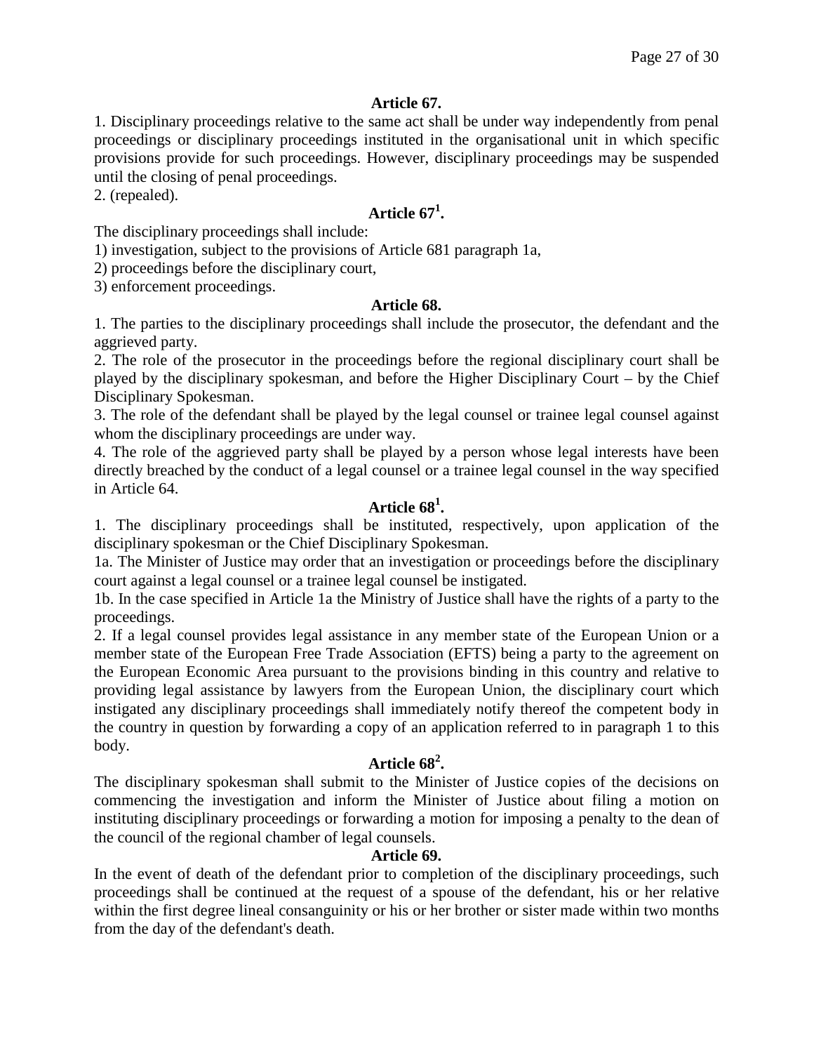**Article 67.**

1. Disciplinary proceedings relative to the same act shall be under way independently from penal proceedings or disciplinary proceedings instituted in the organisational unit in which specific provisions provide for such proceedings. However, disciplinary proceedings may be suspended until the closing of penal proceedings.
2. (repealed).

**Article 67[1].**

The disciplinary proceedings shall include:
1) investigation, subject to the provisions of Article 681 paragraph 1a,
2) proceedings before the disciplinary court,
3) enforcement proceedings.

**Article 68.**

1. The parties to the disciplinary proceedings shall include the prosecutor, the defendant and the aggrieved party.
2. The role of the prosecutor in the proceedings before the regional disciplinary court shall be played by the disciplinary spokesman, and before the Higher Disciplinary Court – by the Chief Disciplinary Spokesman.
3. The role of the defendant shall be played by the legal counsel or trainee legal counsel against whom the disciplinary proceedings are under way.
4. The role of the aggrieved party shall be played by a person whose legal interests have been directly breached by the conduct of a legal counsel or a trainee legal counsel in the way specified in Article 64.

**Article 68[1].**

1. The disciplinary proceedings shall be instituted, respectively, upon application of the disciplinary spokesman or the Chief Disciplinary Spokesman.
1a. The Minister of Justice may order that an investigation or proceedings before the disciplinary court against a legal counsel or a trainee legal counsel be instigated.
1b. In the case specified in Article 1a the Ministry of Justice shall have the rights of a party to the proceedings.
2. If a legal counsel provides legal assistance in any member state of the European Union or a member state of the European Free Trade Association (EFTS) being a party to the agreement on the European Economic Area pursuant to the provisions binding in this country and relative to providing legal assistance by lawyers from the European Union, the disciplinary court which instigated any disciplinary proceedings shall immediately notify thereof the competent body in the country in question by forwarding a copy of an application referred to in paragraph 1 to this body.

**Article 68[2].**

The disciplinary spokesman shall submit to the Minister of Justice copies of the decisions on commencing the investigation and inform the Minister of Justice about filing a motion on instituting disciplinary proceedings or forwarding a motion for imposing a penalty to the dean of the council of the regional chamber of legal counsels.

**Article 69.**

In the event of death of the defendant prior to completion of the disciplinary proceedings, such proceedings shall be continued at the request of a spouse of the defendant, his or her relative within the first degree lineal consanguinity or his or her brother or sister made within two months from the day of the defendant's death.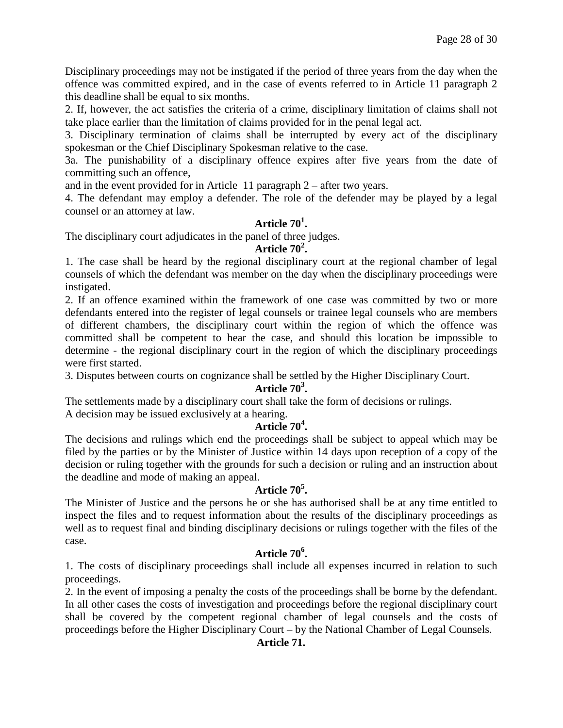Disciplinary proceedings may not be instigated if the period of three years from the day when the offence was committed expired, and in the case of events referred to in Article 11 paragraph 2 this deadline shall be equal to six months.

2. If, however, the act satisfies the criteria of a crime, disciplinary limitation of claims shall not take place earlier than the limitation of claims provided for in the penal legal act.

3. Disciplinary termination of claims shall be interrupted by every act of the disciplinary spokesman or the Chief Disciplinary Spokesman relative to the case.

3a. The punishability of a disciplinary offence expires after five years from the date of committing such an offence,

and in the event provided for in Article 11 paragraph 2 – after two years.

4. The defendant may employ a defender. The role of the defender may be played by a legal counsel or an attorney at law.

### Article 70[1].

The disciplinary court adjudicates in the panel of three judges.

### Article 70[2].

1. The case shall be heard by the regional disciplinary court at the regional chamber of legal counsels of which the defendant was member on the day when the disciplinary proceedings were instigated.

2. If an offence examined within the framework of one case was committed by two or more defendants entered into the register of legal counsels or trainee legal counsels who are members of different chambers, the disciplinary court within the region of which the offence was committed shall be competent to hear the case, and should this location be impossible to determine - the regional disciplinary court in the region of which the disciplinary proceedings were first started.

3. Disputes between courts on cognizance shall be settled by the Higher Disciplinary Court.

### Article 70[3].

The settlements made by a disciplinary court shall take the form of decisions or rulings.

A decision may be issued exclusively at a hearing.

### Article 70[4].

The decisions and rulings which end the proceedings shall be subject to appeal which may be filed by the parties or by the Minister of Justice within 14 days upon reception of a copy of the decision or ruling together with the grounds for such a decision or ruling and an instruction about the deadline and mode of making an appeal.

### Article 70[5].

The Minister of Justice and the persons he or she has authorised shall be at any time entitled to inspect the files and to request information about the results of the disciplinary proceedings as well as to request final and binding disciplinary decisions or rulings together with the files of the case.

### Article 70[6].

1. The costs of disciplinary proceedings shall include all expenses incurred in relation to such proceedings.

2. In the event of imposing a penalty the costs of the proceedings shall be borne by the defendant. In all other cases the costs of investigation and proceedings before the regional disciplinary court shall be covered by the competent regional chamber of legal counsels and the costs of proceedings before the Higher Disciplinary Court – by the National Chamber of Legal Counsels.

### Article 71.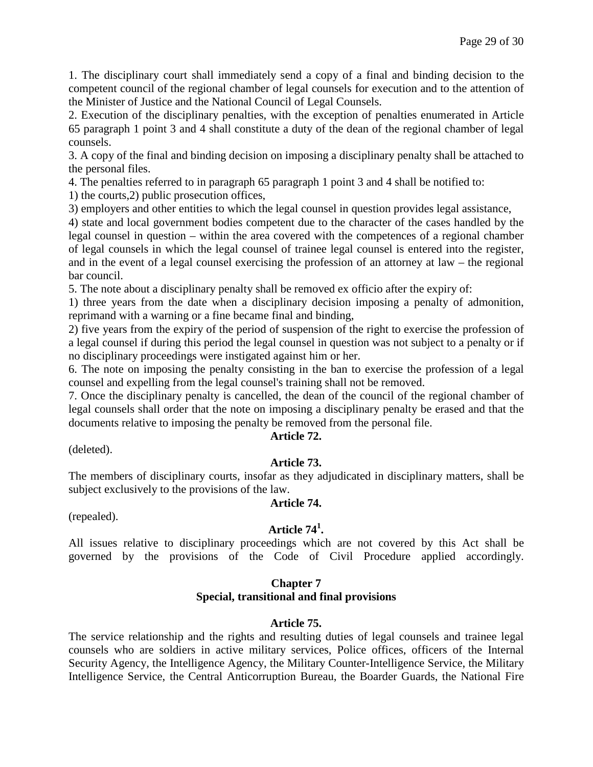1. The disciplinary court shall immediately send a copy of a final and binding decision to the competent council of the regional chamber of legal counsels for execution and to the attention of the Minister of Justice and the National Council of Legal Counsels.

2. Execution of the disciplinary penalties, with the exception of penalties enumerated in Article 65 paragraph 1 point 3 and 4 shall constitute a duty of the dean of the regional chamber of legal counsels.

3. A copy of the final and binding decision on imposing a disciplinary penalty shall be attached to the personal files.

4. The penalties referred to in paragraph 65 paragraph 1 point 3 and 4 shall be notified to:

1) the courts,2) public prosecution offices,

3) employers and other entities to which the legal counsel in question provides legal assistance,

4) state and local government bodies competent due to the character of the cases handled by the legal counsel in question – within the area covered with the competences of a regional chamber of legal counsels in which the legal counsel of trainee legal counsel is entered into the register, and in the event of a legal counsel exercising the profession of an attorney at law – the regional bar council.

5. The note about a disciplinary penalty shall be removed ex officio after the expiry of:

1) three years from the date when a disciplinary decision imposing a penalty of admonition, reprimand with a warning or a fine became final and binding,

2) five years from the expiry of the period of suspension of the right to exercise the profession of a legal counsel if during this period the legal counsel in question was not subject to a penalty or if no disciplinary proceedings were instigated against him or her.

6. The note on imposing the penalty consisting in the ban to exercise the profession of a legal counsel and expelling from the legal counsel's training shall not be removed.

7. Once the disciplinary penalty is cancelled, the dean of the council of the regional chamber of legal counsels shall order that the note on imposing a disciplinary penalty be erased and that the documents relative to imposing the penalty be removed from the personal file.

**Article 72.**

(deleted).

**Article 73.**

The members of disciplinary courts, insofar as they adjudicated in disciplinary matters, shall be subject exclusively to the provisions of the law.

**Article 74.**

(repealed).

**Article 74[1].**

All issues relative to disciplinary proceedings which are not covered by this Act shall be governed by the provisions of the Code of Civil Procedure applied accordingly.

## Chapter 7
## Special, transitional and final provisions

**Article 75.**

The service relationship and the rights and resulting duties of legal counsels and trainee legal counsels who are soldiers in active military services, Police offices, officers of the Internal Security Agency, the Intelligence Agency, the Military Counter-Intelligence Service, the Military Intelligence Service, the Central Anticorruption Bureau, the Boarder Guards, the National Fire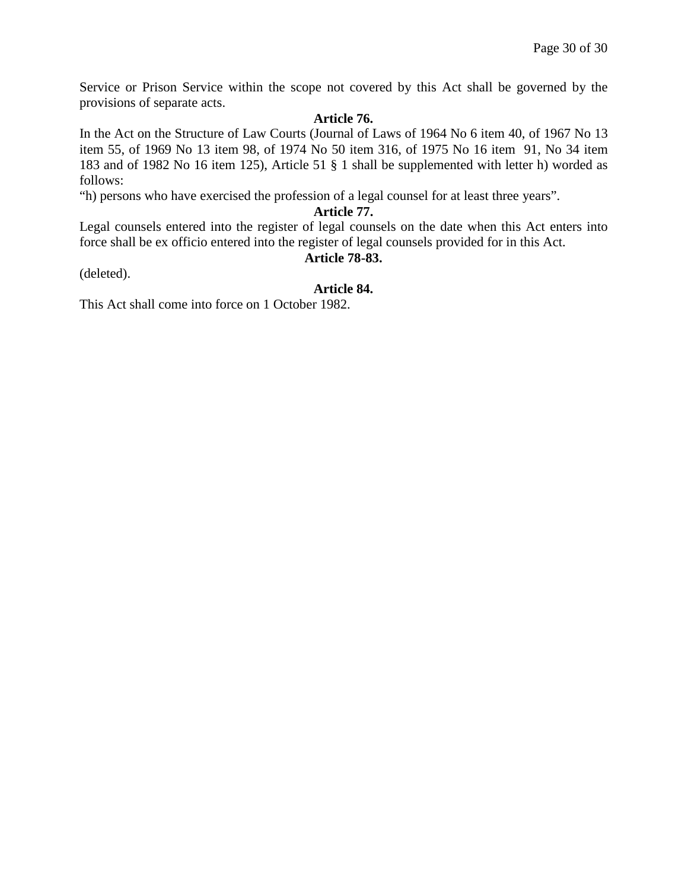Service or Prison Service within the scope not covered by this Act shall be governed by the provisions of separate acts.

**Article 76.**

In the Act on the Structure of Law Courts (Journal of Laws of 1964 No 6 item 40, of 1967 No 13 item 55, of 1969 No 13 item 98, of 1974 No 50 item 316, of 1975 No 16 item 91, No 34 item 183 and of 1982 No 16 item 125), Article 51 § 1 shall be supplemented with letter h) worded as follows:

"h) persons who have exercised the profession of a legal counsel for at least three years".

**Article 77.**

Legal counsels entered into the register of legal counsels on the date when this Act enters into force shall be ex officio entered into the register of legal counsels provided for in this Act.

**Article 78-83.**

(deleted).

**Article 84.**

This Act shall come into force on 1 October 1982.